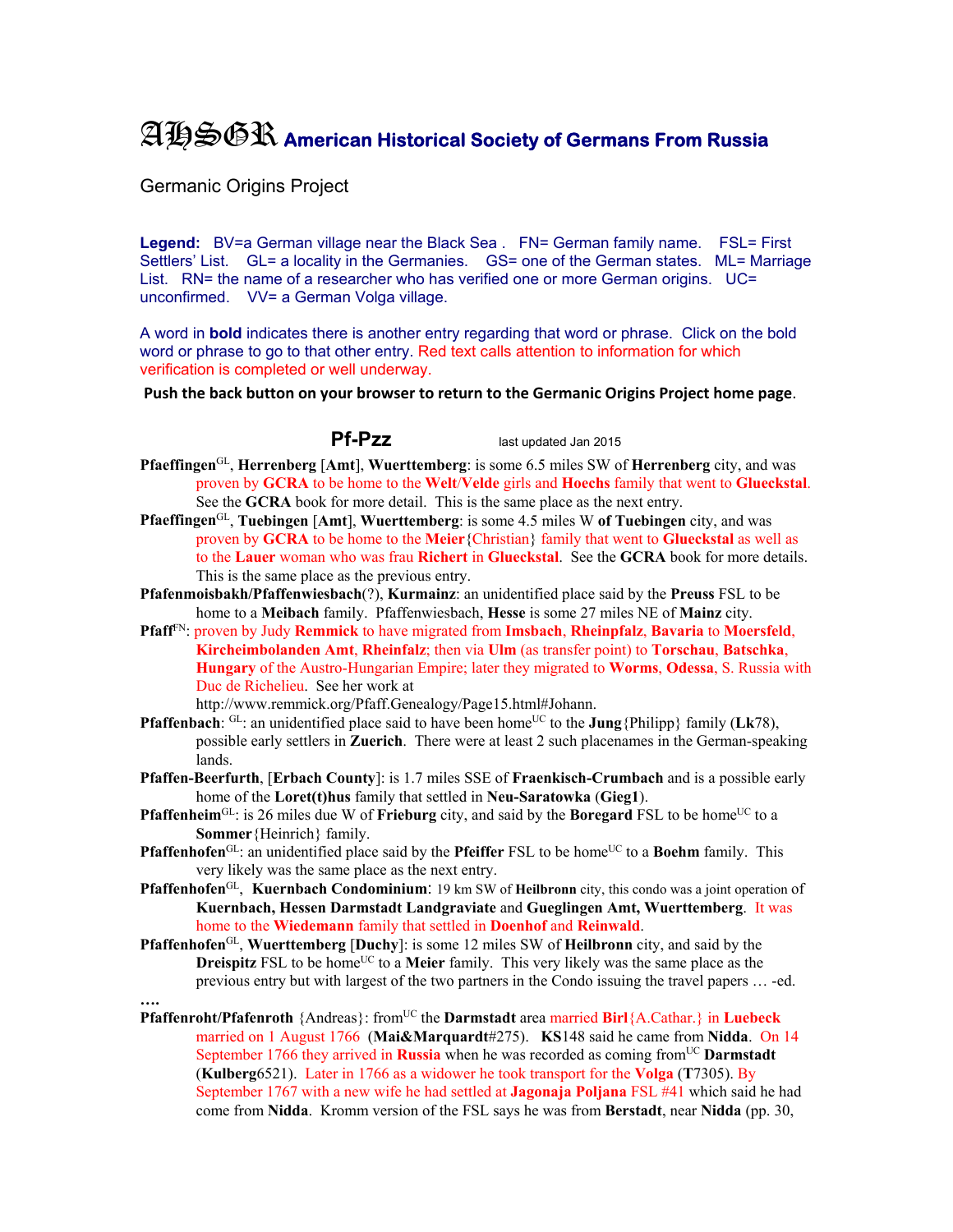# AHSGR American Historical Society of Germans From Russia

Germanic Origins Project

**Legend:** BV=a German village near the Black Sea . FN= German family name. FSL= First Settlers' List. GL= a locality in the Germanies. GS= one of the German states. ML= Marriage List. RN= the name of a researcher who has verified one or more German origins. UC= unconfirmed. VV= a German Volga village.

A word in **bold** indicates there is another entry regarding that word or phrase. Click on the bold word or phrase to go to that other entry. Red text calls attention to information for which verification is completed or well underway.

**Push the back button on your browser to return to the Germanic Origins Project home page.**

## Pf-Pzz

last updated Jan 2015

**Pfaeffingen**[GL], **Herrenberg** [**Amt**], **Wuerttemberg**: is some 6.5 miles SW of **Herrenberg** city, and was proven by **GCRA** to be home to the **Welt**/**Velde** girls and **Hoechs** family that went to **Glueckstal**. See the **GCRA** book for more detail. This is the same place as the next entry.

**Pfaeffingen**[GL], **Tuebingen** [**Amt**], **Wuerttemberg**: is some 4.5 miles W **of Tuebingen** city, and was proven by **GCRA** to be home to the **Meier**{Christian} family that went to **Glueckstal** as well as to the **Lauer** woman who was frau **Richert** in **Glueckstal**. See the **GCRA** book for more details. This is the same place as the previous entry.

**Pfafenmoisbakh/Pfaffenwiesbach**(?), **Kurmainz**: an unidentified place said by the **Preuss** FSL to be home to a **Meibach** family. Pfaffenwiesbach, **Hesse** is some 27 miles NE of **Mainz** city.

**Pfaff**[FN]: proven by Judy **Remmick** to have migrated from **Imsbach**, **Rheinpfalz**, **Bavaria** to **Moersfeld**, **Kircheimbolanden Amt**, **Rheinfalz**; then via **Ulm** (as transfer point) to **Torschau**, **Batschka**, **Hungary** of the Austro-Hungarian Empire; later they migrated to **Worms**, **Odessa**, S. Russia with Duc de Richelieu. See her work at http://www.remmick.org/Pfaff.Genealogy/Page15.html#Johann.

**Pfaffenbach**: [GL]: an unidentified place said to have been home[UC] to the **Jung**{Philipp} family (**Lk**78), possible early settlers in **Zuerich**. There were at least 2 such placenames in the German-speaking lands.

**Pfaffen-Beerfurth**, [**Erbach County**]: is 1.7 miles SSE of **Fraenkisch-Crumbach** and is a possible early home of the **Loret(t)hus** family that settled in **Neu-Saratowka** (**Gieg1**).

**Pfaffenheim**[GL]: is 26 miles due W of **Frieburg** city, and said by the **Boregard** FSL to be home[UC] to a **Sommer**{Heinrich} family.

**Pfaffenhofen**[GL]: an unidentified place said by the **Pfeiffer** FSL to be home[UC] to a **Boehm** family. This very likely was the same place as the next entry.

**Pfaffenhofen**[GL], **Kuernbach Condominium**: 19 km SW of **Heilbronn** city, this condo was a joint operation of **Kuernbach, Hessen Darmstadt Landgraviate** and **Gueglingen Amt, Wuerttemberg**. It was home to the **Wiedemann** family that settled in **Doenhof** and **Reinwald**.

**Pfaffenhofen**[GL], **Wuerttemberg** [**Duchy**]: is some 12 miles SW of **Heilbronn** city, and said by the **Dreispitz** FSL to be home[UC] to a **Meier** family. This very likely was the same place as the previous entry but with largest of the two partners in the Condo issuing the travel papers … -ed.

**….**

**Pfaffenroht/Pfafenroth** {Andreas}: from[UC] the **Darmstadt** area married **Birl**{A.Cathar.} in **Luebeck** married on 1 August 1766 (**Mai&Marquardt**#275). **KS**148 said he came from **Nidda**. On 14 September 1766 they arrived in **Russia** when he was recorded as coming from[UC] **Darmstadt** (**Kulberg**6521). Later in 1766 as a widower he took transport for the **Volga** (**T**7305). By September 1767 with a new wife he had settled at **Jagonaja Poljana** FSL #41 which said he had come from **Nidda**. Kromm version of the FSL says he was from **Berstadt**, near **Nidda** (pp. 30,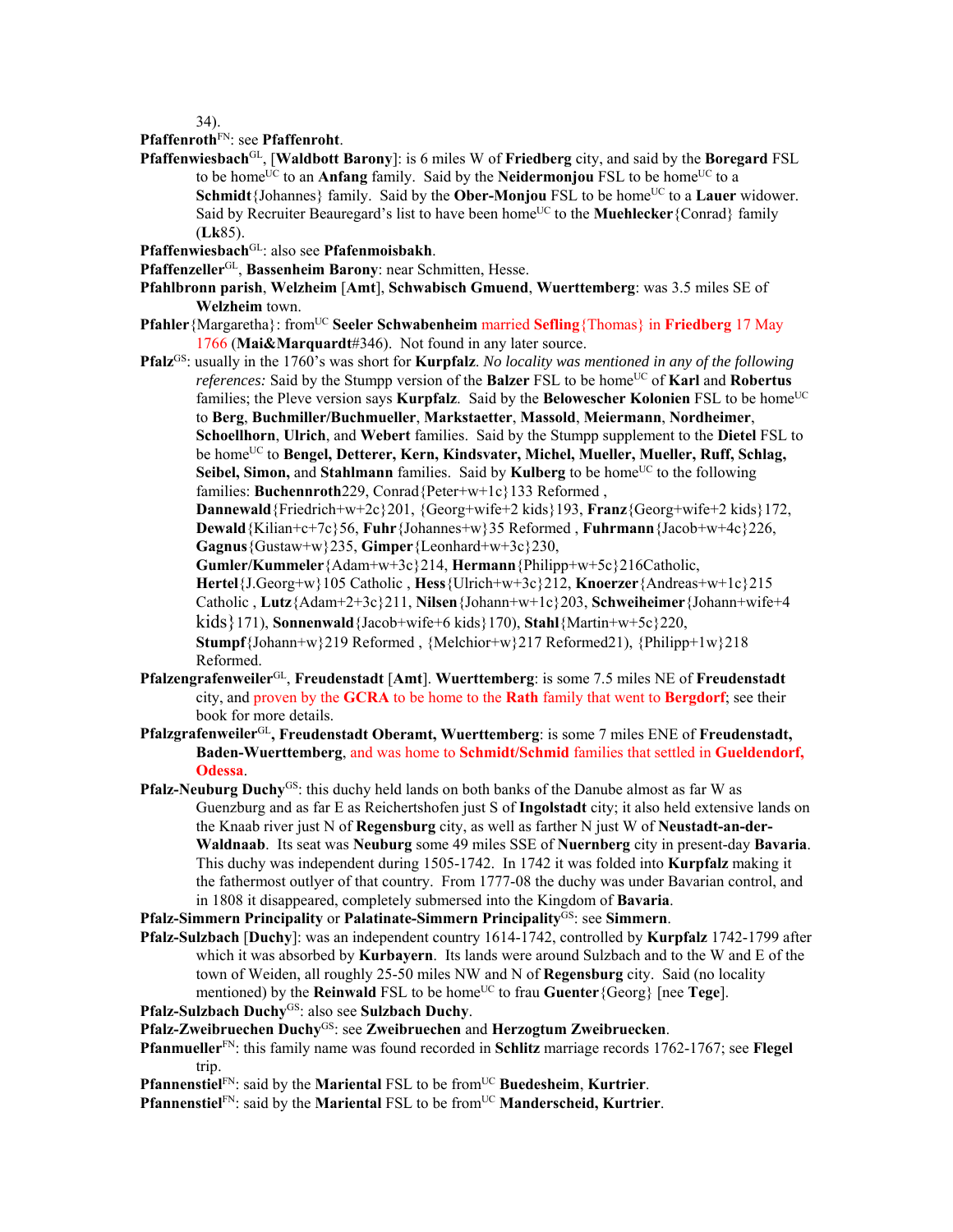34).

**Pfaffenroth**[FN]: see **Pfaffenroht**.

**Pfaffenwiesbach**[GL], [**Waldbott Barony**]: is 6 miles W of **Friedberg** city, and said by the **Boregard** FSL to be home[UC] to an **Anfang** family. Said by the **Neidermonjou** FSL to be home[UC] to a **Schmidt**{Johannes} family. Said by the **Ober-Monjou** FSL to be home[UC] to a **Lauer** widower. Said by Recruiter Beauregard's list to have been home[UC] to the **Muehlecker**{Conrad} family (**Lk**85).

**Pfaffenwiesbach**[GL]: also see **Pfafenmoisbakh**.

**Pfaffenzeller**[GL], **Bassenheim Barony**: near Schmitten, Hesse.

**Pfahlbronn parish**, **Welzheim** [**Amt**], **Schwabisch Gmuend**, **Wuerttemberg**: was 3.5 miles SE of **Welzheim** town.

**Pfahler**{Margaretha}: from[UC] **Seeler Schwabenheim** married **Sefling**{Thomas} in **Friedberg** 17 May 1766 (**Mai&Marquardt**#346). Not found in any later source.

**Pfalz**[GS]: usually in the 1760's was short for **Kurpfalz**. *No locality was mentioned in any of the following references:* Said by the Stumpp version of the **Balzer** FSL to be home[UC] of **Karl** and **Robertus** families; the Pleve version says **Kurpfalz**. Said by the **Belowescher Kolonien** FSL to be home[UC] to **Berg**, **Buchmiller/Buchmueller**, **Markstaetter**, **Massold**, **Meiermann**, **Nordheimer**, **Schoellhorn**, **Ulrich**, and **Webert** families. Said by the Stumpp supplement to the **Dietel** FSL to be home[UC] to **Bengel, Detterer, Kern, Kindsvater, Michel, Mueller, Mueller, Ruff, Schlag, Seibel, Simon,** and **Stahlmann** families. Said by **Kulberg** to be home[UC] to the following families: **Buchennroth**229, Conrad{Peter+w+1c}133 Reformed , **Dannewald**{Friedrich+w+2c}201, {Georg+wife+2 kids}193, **Franz**{Georg+wife+2 kids}172, **Dewald**{Kilian+c+7c}56, **Fuhr**{Johannes+w}35 Reformed , **Fuhrmann**{Jacob+w+4c}226, **Gagnus**{Gustaw+w}235, **Gimper**{Leonhard+w+3c}230, **Gumler/Kummeler**{Adam+w+3c}214, **Hermann**{Philipp+w+5c}216Catholic, **Hertel**{J.Georg+w}105 Catholic , **Hess**{Ulrich+w+3c}212, **Knoerzer**{Andreas+w+1c}215 Catholic , **Lutz**{Adam+2+3c}211, **Nilsen**{Johann+w+1c}203, **Schweiheimer**{Johann+wife+4 kids}171), **Sonnenwald**{Jacob+wife+6 kids}170), **Stahl**{Martin+w+5c}220, **Stumpf**{Johann+w}219 Reformed , {Melchior+w}217 Reformed21), {Philipp+1w}218 Reformed.

**Pfalzengrafenweiler**[GL], **Freudenstadt** [**Amt**]. **Wuerttemberg**: is some 7.5 miles NE of **Freudenstadt** city, and proven by the **GCRA** to be home to the **Rath** family that went to **Bergdorf**; see their book for more details.

**Pfalzgrafenweiler**[GL], **Freudenstadt Oberamt, Wuerttemberg**: is some 7 miles ENE of **Freudenstadt, Baden-Wuerttemberg**, and was home to **Schmidt/Schmid** families that settled in **Gueldendorf, Odessa**.

**Pfalz-Neuburg Duchy**[GS]: this duchy held lands on both banks of the Danube almost as far W as Guenzburg and as far E as Reichertshofen just S of **Ingolstadt** city; it also held extensive lands on the Knaab river just N of **Regensburg** city, as well as farther N just W of **Neustadt-an-der-Waldnaab**. Its seat was **Neuburg** some 49 miles SSE of **Nuernberg** city in present-day **Bavaria**. This duchy was independent during 1505-1742. In 1742 it was folded into **Kurpfalz** making it the fathermost outlyer of that country. From 1777-08 the duchy was under Bavarian control, and in 1808 it disappeared, completely submersed into the Kingdom of **Bavaria**.

**Pfalz-Simmern Principality** or **Palatinate-Simmern Principality**[GS]: see **Simmern**.

**Pfalz-Sulzbach** [**Duchy**]: was an independent country 1614-1742, controlled by **Kurpfalz** 1742-1799 after which it was absorbed by **Kurbayern**. Its lands were around Sulzbach and to the W and E of the town of Weiden, all roughly 25-50 miles NW and N of **Regensburg** city. Said (no locality mentioned) by the **Reinwald** FSL to be home[UC] to frau **Guenter**{Georg} [nee **Tege**].

**Pfalz-Sulzbach Duchy**[GS]: also see **Sulzbach Duchy**.

**Pfalz-Zweibruechen Duchy**[GS]: see **Zweibruechen** and **Herzogtum Zweibruecken**.

**Pfanmueller**[FN]: this family name was found recorded in **Schlitz** marriage records 1762-1767; see **Flegel** trip.

**Pfannenstiel**[FN]: said by the **Mariental** FSL to be from[UC] **Buedesheim**, **Kurtrier**.

**Pfannenstiel**[FN]: said by the **Mariental** FSL to be from[UC] **Manderscheid, Kurtrier**.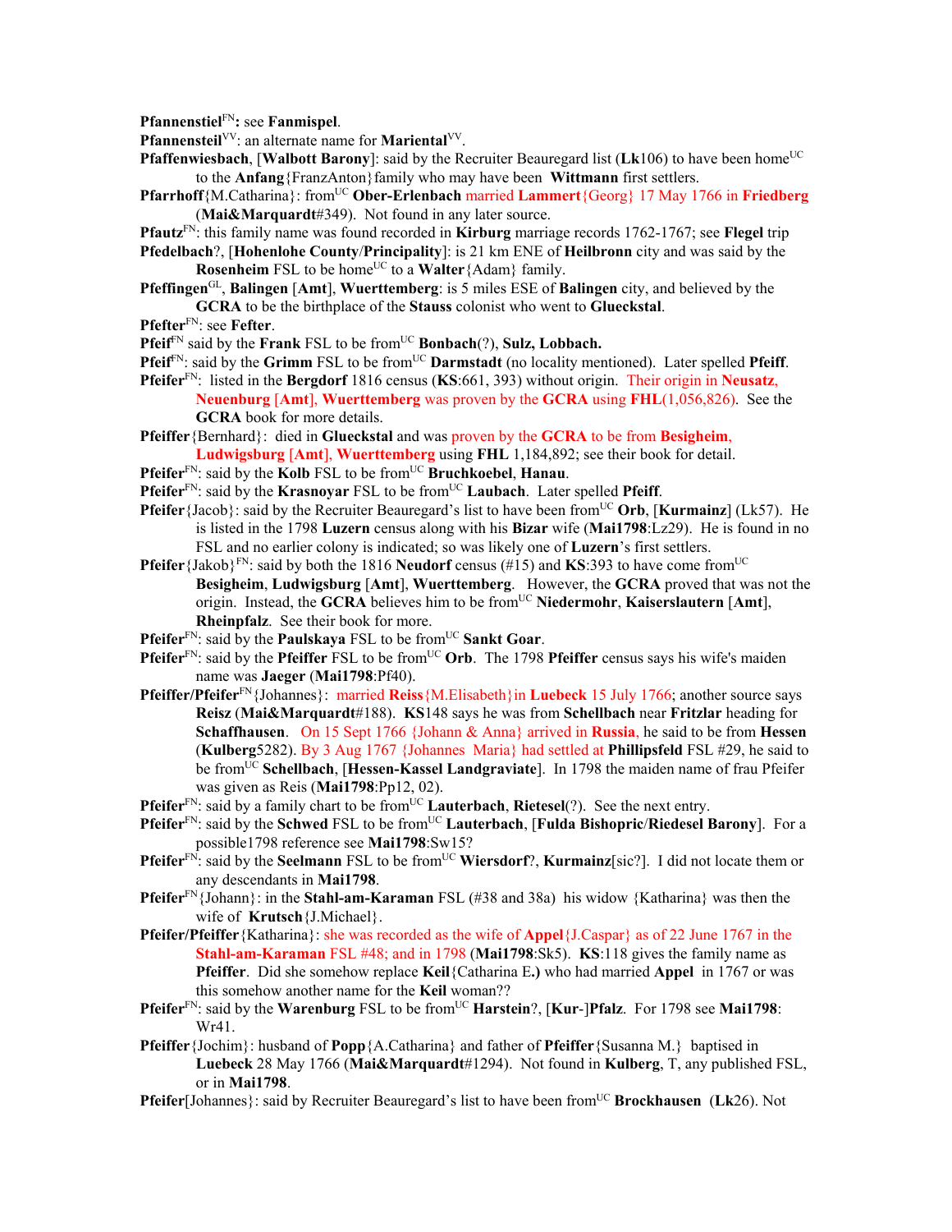**Pfannenstiel**FN**:** see **Fanmispel**.

**Pfannensteil**VV: an alternate name for **Mariental**VV.

**Pfaffenwiesbach**, [**Walbott Barony**]: said by the Recruiter Beauregard list (**Lk**106) to have been homeUC to the **Anfang**{FranzAnton}family who may have been **Wittmann** first settlers.

**Pfarrhoff**{M.Catharina}: fromUC **Ober-Erlenbach** married **Lammert**{Georg} 17 May 1766 in **Friedberg** (**Mai&Marquardt**#349). Not found in any later source.

**Pfautz**FN: this family name was found recorded in **Kirburg** marriage records 1762-1767; see **Flegel** trip

**Pfedelbach**?, [**Hohenlohe County**/**Principality**]: is 21 km ENE of **Heilbronn** city and was said by the **Rosenheim** FSL to be homeUC to a **Walter**{Adam} family.

**Pfeffingen**GL, **Balingen** [**Amt**], **Wuerttemberg**: is 5 miles ESE of **Balingen** city, and believed by the **GCRA** to be the birthplace of the **Stauss** colonist who went to **Glueckstal**.

**Pfefter**FN: see **Fefter**.

**Pfeif**FN said by the **Frank** FSL to be fromUC **Bonbach**(?), **Sulz, Lobbach.**

**Pfeif**FN: said by the **Grimm** FSL to be fromUC **Darmstadt** (no locality mentioned). Later spelled **Pfeiff**.

**Pfeifer**FN: listed in the **Bergdorf** 1816 census (**KS**:661, 393) without origin. Their origin in **Neusatz**, **Neuenburg** [**Amt**], **Wuerttemberg** was proven by the **GCRA** using **FHL**(1,056,826). See the **GCRA** book for more details.

**Pfeiffer**{Bernhard}: died in **Glueckstal** and was proven by the **GCRA** to be from **Besigheim**, **Ludwigsburg** [**Amt**], **Wuerttemberg** using **FHL** 1,184,892; see their book for detail.

**Pfeifer**FN: said by the **Kolb** FSL to be fromUC **Bruchkoebel**, **Hanau**.

**Pfeifer**FN: said by the **Krasnoyar** FSL to be fromUC **Laubach**. Later spelled **Pfeiff**.

**Pfeifer**{Jacob}: said by the Recruiter Beauregard's list to have been fromUC **Orb**, [**Kurmainz**] (Lk57). He is listed in the 1798 **Luzern** census along with his **Bizar** wife (**Mai1798**:Lz29). He is found in no FSL and no earlier colony is indicated; so was likely one of **Luzern**'s first settlers.

**Pfeifer**{Jakob}FN: said by both the 1816 **Neudorf** census (#15) and **KS**:393 to have come fromUC **Besigheim**, **Ludwigsburg** [**Amt**], **Wuerttemberg**. However, the **GCRA** proved that was not the origin. Instead, the **GCRA** believes him to be fromUC **Niedermohr**, **Kaiserslautern** [**Amt**], **Rheinpfalz**. See their book for more.

**Pfeifer**FN: said by the **Paulskaya** FSL to be fromUC **Sankt Goar**.

**Pfeifer**FN: said by the **Pfeiffer** FSL to be fromUC **Orb**. The 1798 **Pfeiffer** census says his wife's maiden name was **Jaeger** (**Mai1798**:Pf40).

**Pfeiffer/Pfeifer**FN{Johannes}: married **Reiss**{M.Elisabeth}in **Luebeck** 15 July 1766; another source says **Reisz** (**Mai&Marquardt**#188). **KS**148 says he was from **Schellbach** near **Fritzlar** heading for **Schaffhausen**. On 15 Sept 1766 {Johann & Anna} arrived in **Russia**, he said to be from **Hessen** (**Kulberg**5282). By 3 Aug 1767 {Johannes Maria} had settled at **Phillipsfeld** FSL #29, he said to be fromUC **Schellbach**, [**Hessen-Kassel Landgraviate**]. In 1798 the maiden name of frau Pfeifer was given as Reis (**Mai1798**:Pp12, 02).

**Pfeifer**FN: said by a family chart to be fromUC **Lauterbach**, **Rietesel**(?). See the next entry.

**Pfeifer**FN: said by the **Schwed** FSL to be fromUC **Lauterbach**, [**Fulda Bishopric**/**Riedesel Barony**]. For a possible1798 reference see **Mai1798**:Sw15?

**Pfeifer**FN: said by the **Seelmann** FSL to be fromUC **Wiersdorf**?, **Kurmainz**[sic?]. I did not locate them or any descendants in **Mai1798**.

**Pfeifer**FN{Johann}: in the **Stahl-am-Karaman** FSL (#38 and 38a) his widow {Katharina} was then the wife of **Krutsch**{J.Michael}.

**Pfeifer/Pfeiffer**{Katharina}: she was recorded as the wife of **Appel**{J.Caspar} as of 22 June 1767 in the **Stahl-am-Karaman** FSL #48; and in 1798 (**Mai1798**:Sk5). **KS**:118 gives the family name as **Pfeiffer**. Did she somehow replace **Keil**{Catharina E.**)** who had married **Appel** in 1767 or was this somehow another name for the **Keil** woman??

**Pfeifer**FN: said by the **Warenburg** FSL to be fromUC **Harstein**?, [**Kur**-]**Pfalz**. For 1798 see **Mai1798**: Wr41.

**Pfeiffer**{Jochim}: husband of **Popp**{A.Catharina} and father of **Pfeiffer**{Susanna M.} baptised in **Luebeck** 28 May 1766 (**Mai&Marquardt**#1294). Not found in **Kulberg**, T, any published FSL, or in **Mai1798**.

**Pfeifer**[Johannes}: said by Recruiter Beauregard's list to have been fromUC **Brockhausen** (**Lk**26). Not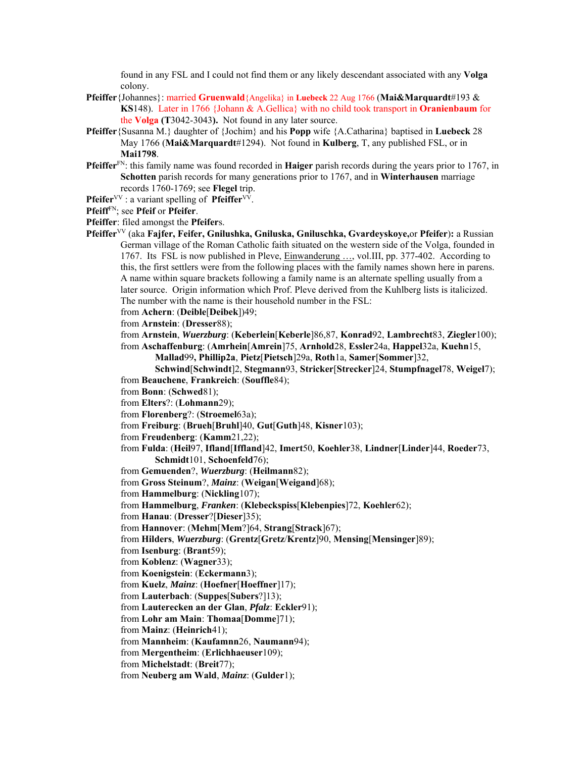found in any FSL and I could not find them or any likely descendant associated with any **Volga** colony.

**Pfeiffer**{Johannes}: married **Gruenwald**{Angelika} in **Luebeck** 22 Aug 1766 (**Mai&Marquardt**#193 & **KS**148). Later in 1766 {Johann & A.Gellica} with no child took transport in **Oranienbaum** for the **Volga** (**T**3042-3043**)**. Not found in any later source.

**Pfeiffer**{Susanna M.} daughter of {Jochim} and his **Popp** wife {A.Catharina} baptised in **Luebeck** 28 May 1766 (**Mai&Marquardt**#1294). Not found in **Kulberg**, T, any published FSL, or in **Mai1798**.

**Pfeiffer**FN: this family name was found recorded in **Haiger** parish records during the years prior to 1767, in **Schotten** parish records for many generations prior to 1767, and in **Winterhausen** marriage records 1760-1769; see **Flegel** trip.

**Pfeifer**VV : a variant spelling of **Pfeiffer**VV.

**Pfeiff**FN; see **Pfeif** or **Pfeifer**.

**Pfeiffer**: filed amongst the **Pfeifer**s.

**Pfeiffer**VV (aka **Fajfer, Feifer, Gnilushka, Gniluska, Gniluschka, Gvardeyskoye,**or **Pfeifer**)**:** a Russian German village of the Roman Catholic faith situated on the western side of the Volga, founded in 1767. Its FSL is now published in Pleve, Einwanderung …, vol.III, pp. 377-402. According to this, the first settlers were from the following places with the family names shown here in parens. A name within square brackets following a family name is an alternate spelling usually from a later source. Origin information which Prof. Pleve derived from the Kuhlberg lists is italicized. The number with the name is their household number in the FSL:

from **Achern**: (**Deible**[**Deibek**]49;
from **Arnstein**: (**Dresser**88);
from **Arnstein**, ***Wuerzburg***: (**Keberlein**[**Keberle**]86,87, **Konrad**92, **Lambrecht**83, **Ziegler**100);
from **Aschaffenburg**: (**Amrhein**[**Amrein**]75, **Arnhold**28, **Essler**24a, **Happel**32a, **Kuehn**15, **Mallad**99**, Phillip2a**, **Pietz**[**Pietsch**]29a, **Roth**1a, **Samer**[**Sommer**]32, **Schwind**[**Schwindt**]2, **Stegmann**93, **Stricker**[**Strecker**]24, **Stumpfnagel**78, **Weigel**7);
from **Beauchene**, **Frankreich**: (**Souffle**84);
from **Bonn**: (**Schwed**81);
from **Elters**?: (**Lohmann**29);
from **Florenberg**?: (**Stroemel**63a);
from **Freiburg**: (**Brueh**[**Bruhl**]40, **Gut**[**Guth**]48, **Kisner**103);
from **Freudenberg**: (**Kamm**21,22);
from **Fulda**: (**Heil**97, **Ifland**[**Iffland**]42, **Imert**50, **Koehler**38, **Lindner**[**Linder**]44, **Roeder**73, **Schmidt**101, **Schoenfeld**76);
from **Gemuenden**?, ***Wuerzburg***: (**Heilmann**82);
from **Gross Steinum**?, ***Mainz***: (**Weigan**[**Weigand**]68);
from **Hammelburg**: (**Nickling**107);
from **Hammelburg**, ***Franken***: (**Klebeckspiss**[**Klebenpies**]72, **Koehler**62);
from **Hanau**: (**Dresser**?[**Dieser**]35);
from **Hannover**: (**Mehm**[**Mem**?]64, **Strang**[**Strack**]67);
from **Hilders**, ***Wuerzburg***: (**Grentz**[**Gretz**/**Krentz**]90, **Mensing**[**Mensinger**]89);
from **Isenburg**: (**Brant**59);
from **Koblenz**: (**Wagner**33);
from **Koenigstein**: (**Eckermann**3);
from **Kuelz**, ***Mainz***: (**Hoefner**[**Hoeffner**]17);
from **Lauterbach**: (**Suppes**[**Subers**?]13);
from **Lauterecken an der Glan**, ***Pfalz***: **Eckler**91);
from **Lohr am Main**: **Thomaa**[**Domme**]71);
from **Mainz**: (**Heinrich**41);
from **Mannheim**: (**Kaufamnn**26, **Naumann**94);
from **Mergentheim**: (**Erlichhaeuser**109);
from **Michelstadt**: (**Breit**77);
from **Neuberg am Wald**, ***Mainz***: (**Gulder**1);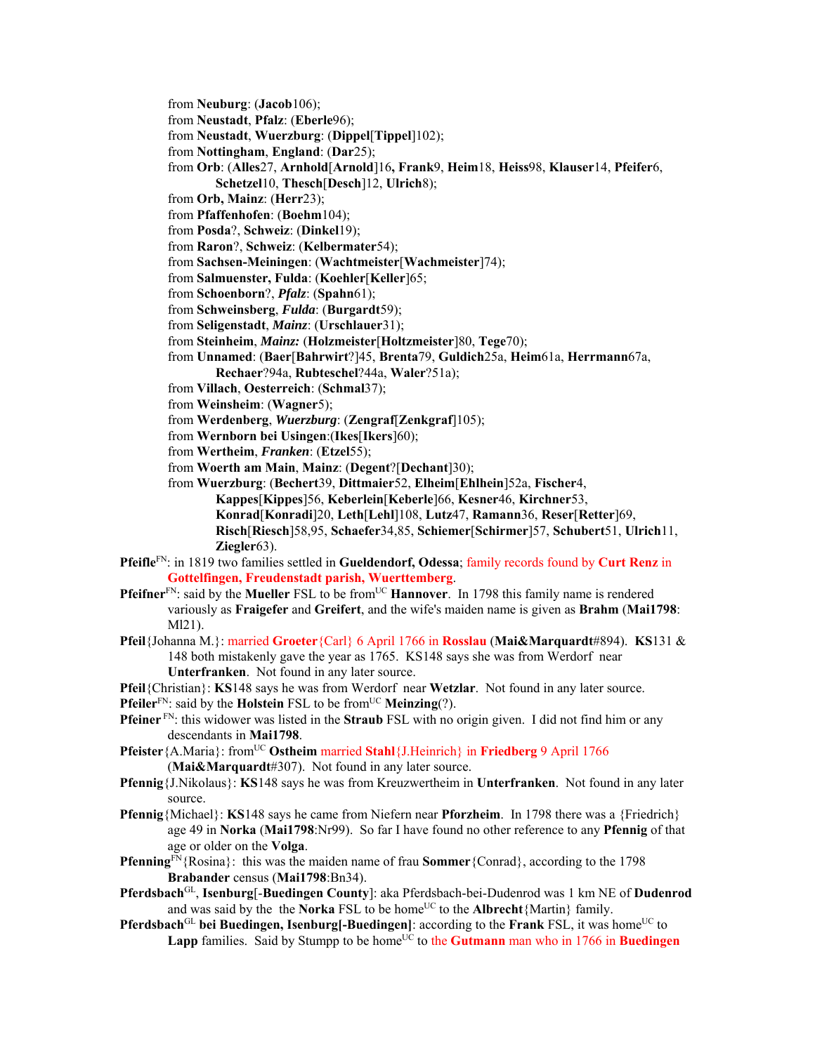from **Neuburg**: (**Jacob**106);
from **Neustadt**, **Pfalz**: (**Eberle**96);
from **Neustadt**, **Wuerzburg**: (**Dippel**[**Tippel**]102);
from **Nottingham**, **England**: (**Dar**25);
from **Orb**: (**Alles**27, **Arnhold**[**Arnold**]16**, Frank**9, **Heim**18, **Heiss**98, **Klauser**14, **Pfeifer**6, **Schetzel**10, **Thesch**[**Desch**]12, **Ulrich**8);
from **Orb, Mainz**: (**Herr**23);
from **Pfaffenhofen**: (**Boehm**104);
from **Posda**?, **Schweiz**: (**Dinkel**19);
from **Raron**?, **Schweiz**: (**Kelbermater**54);
from **Sachsen-Meiningen**: (**Wachtmeister**[**Wachmeister**]74);
from **Salmuenster, Fulda**: (**Koehler**[**Keller**]65;
from **Schoenborn**?, ***Pfalz***: (**Spahn**61);
from **Schweinsberg**, ***Fulda***: (**Burgardt**59);
from **Seligenstadt**, ***Mainz***: (**Urschlauer**31);
from **Steinheim**, ***Mainz:*** (**Holzmeister**[**Holtzmeister**]80, **Tege**70);
from **Unnamed**: (**Baer**[**Bahrwirt**?]45, **Brenta**79, **Guldich**25a, **Heim**61a, **Herrmann**67a, **Rechaer**?94a, **Rubteschel**?44a, **Waler**?51a);
from **Villach**, **Oesterreich**: (**Schmal**37);
from **Weinsheim**: (**Wagner**5);
from **Werdenberg**, ***Wuerzburg***: (**Zengraf**[**Zenkgraf**]105);
from **Wernborn bei Usingen**:(**Ikes**[**Ikers**]60);
from **Wertheim**, ***Franken***: (**Etzel**55);
from **Woerth am Main**, **Mainz**: (**Degent**?[**Dechant**]30);
from **Wuerzburg**: (**Bechert**39, **Dittmaier**52, **Elheim**[**Ehlhein**]52a, **Fischer**4, **Kappes**[**Kippes**]56, **Keberlein**[**Keberle**]66, **Kesner**46, **Kirchner**53, **Konrad**[**Konradi**]20, **Leth**[**Lehl**]108, **Lutz**47, **Ramann**36, **Reser**[**Retter**]69, **Risch**[**Riesch**]58,95, **Schaefer**34,85, **Schiemer**[**Schirmer**]57, **Schubert**51, **Ulrich**11, **Ziegler**63).

**Pfeifle**[FN]: in 1819 two families settled in **Gueldendorf, Odessa**; family records found by **Curt Renz** in **Gottelfingen, Freudenstadt parish, Wuerttemberg**.

**Pfeifner**[FN]: said by the **Mueller** FSL to be from[UC] **Hannover**. In 1798 this family name is rendered variously as **Fraigefer** and **Greifert**, and the wife's maiden name is given as **Brahm** (**Mai1798**: Ml21).

**Pfeil**{Johanna M.}: married **Groeter**{Carl} 6 April 1766 in **Rosslau** (**Mai&Marquardt**#894). **KS**131 & 148 both mistakenly gave the year as 1765. KS148 says she was from Werdorf near **Unterfranken**. Not found in any later source.

**Pfeil**{Christian}: **KS**148 says he was from Werdorf near **Wetzlar**. Not found in any later source.

**Pfeiler**[FN]: said by the **Holstein** FSL to be from[UC] **Meinzing**(?).

**Pfeiner** [FN]: this widower was listed in the **Straub** FSL with no origin given. I did not find him or any descendants in **Mai1798**.

**Pfeister**{A.Maria}: from[UC] **Ostheim** married **Stahl**{J.Heinrich} in **Friedberg** 9 April 1766 (**Mai&Marquardt**#307). Not found in any later source.

**Pfennig**{J.Nikolaus}: **KS**148 says he was from Kreuzwertheim in **Unterfranken**. Not found in any later source.

**Pfennig**{Michael}: **KS**148 says he came from Niefern near **Pforzheim**. In 1798 there was a {Friedrich} age 49 in **Norka** (**Mai1798**:Nr99). So far I have found no other reference to any **Pfennig** of that age or older on the **Volga**.

**Pfenning**[FN]{Rosina}: this was the maiden name of frau **Sommer**{Conrad}, according to the 1798 **Brabander** census (**Mai1798**:Bn34).

**Pferdsbach**[GL], **Isenburg**[-**Buedingen County**]: aka Pferdsbach-bei-Dudenrod was 1 km NE of **Dudenrod** and was said by the the **Norka** FSL to be home[UC] to the **Albrecht**{Martin} family.

**Pferdsbach**[GL] **bei Buedingen, Isenburg[-Buedingen]**: according to the **Frank** FSL, it was home[UC] to **Lapp** families. Said by Stumpp to be home[UC] to the **Gutmann** man who in 1766 in **Buedingen**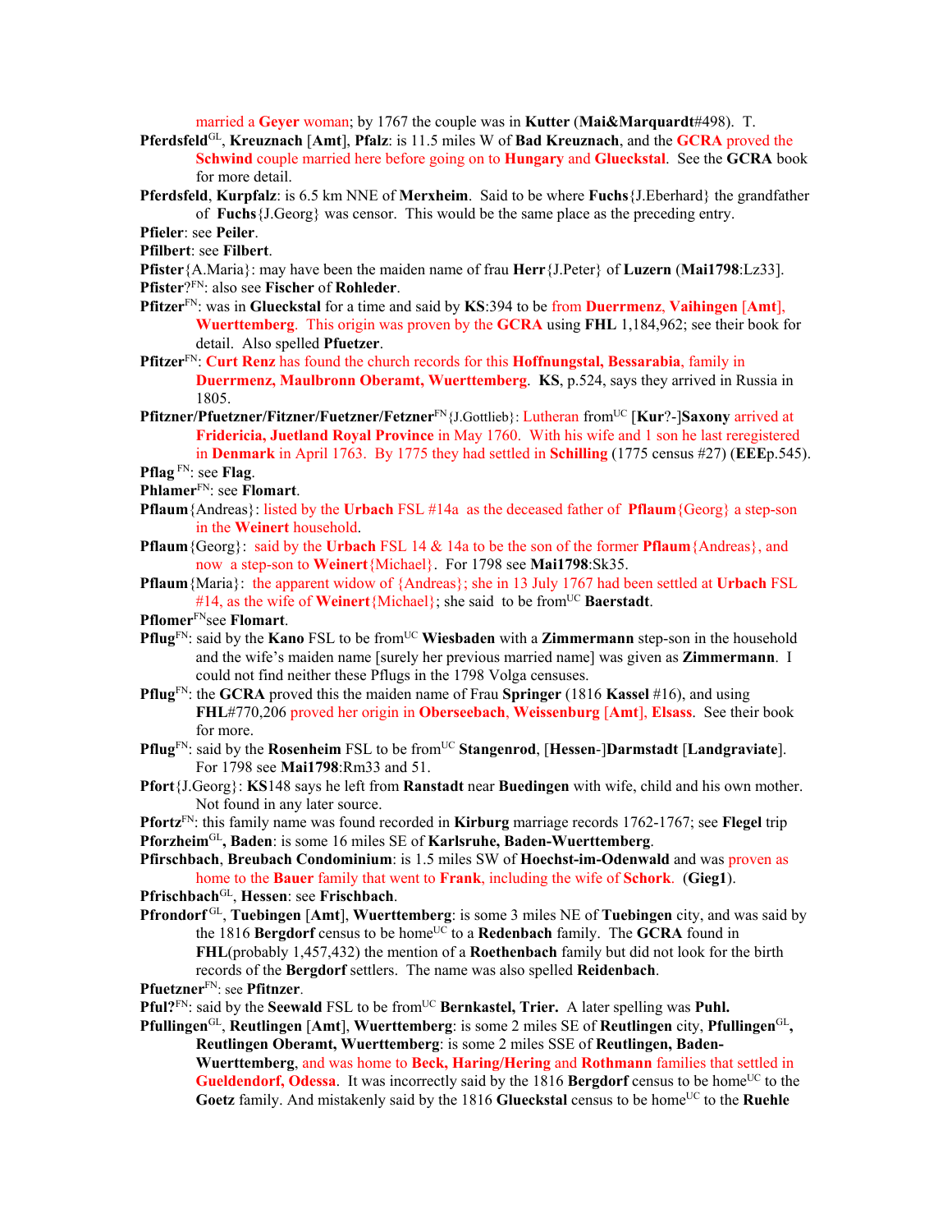married a **Geyer** woman; by 1767 the couple was in **Kutter** (**Mai&Marquardt**#498). T.

**Pferdsfeld**[GL], **Kreuznach** [**Amt**], **Pfalz**: is 11.5 miles W of **Bad Kreuznach**, and the **GCRA** proved the **Schwind** couple married here before going on to **Hungary** and **Glueckstal**. See the **GCRA** book for more detail.

**Pferdsfeld**, **Kurpfalz**: is 6.5 km NNE of **Merxheim**. Said to be where **Fuchs**{J.Eberhard} the grandfather of **Fuchs**{J.Georg} was censor. This would be the same place as the preceding entry.

**Pfieler**: see **Peiler**.

**Pfilbert**: see **Filbert**.

**Pfister**{A.Maria}: may have been the maiden name of frau **Herr**{J.Peter} of **Luzern** (**Mai1798**:Lz33].

**Pfister**?[FN]: also see **Fischer** of **Rohleder**.

**Pfitzer**[FN]: was in **Glueckstal** for a time and said by **KS**:394 to be from **Duerrmenz**, **Vaihingen** [**Amt**], **Wuerttemberg**. This origin was proven by the **GCRA** using **FHL** 1,184,962; see their book for detail. Also spelled **Pfuetzer**.

**Pfitzer**[FN]: **Curt Renz** has found the church records for this **Hoffnungstal, Bessarabia**, family in **Duerrmenz, Maulbronn Oberamt, Wuerttemberg**. **KS**, p.524, says they arrived in Russia in 1805.

**Pfitzner/Pfuetzner/Fitzner/Fuetzner/Fetzner**[FN]{J.Gottlieb}: Lutheran from[UC] [**Kur**?-]**Saxony** arrived at **Fridericia, Juetland Royal Province** in May 1760. With his wife and 1 son he last reregistered in **Denmark** in April 1763. By 1775 they had settled in **Schilling** (1775 census #27) (**EEE**p.545).

**Pflag** [FN]: see **Flag**.

**Phlamer**[FN]: see **Flomart**.

**Pflaum**{Andreas}: listed by the **Urbach** FSL #14a as the deceased father of **Pflaum**{Georg} a step-son in the **Weinert** household.

**Pflaum**{Georg}: said by the **Urbach** FSL 14 & 14a to be the son of the former **Pflaum**{Andreas}, and now a step-son to **Weinert**{Michael}. For 1798 see **Mai1798**:Sk35.

**Pflaum**{Maria}: the apparent widow of {Andreas}; she in 13 July 1767 had been settled at **Urbach** FSL #14, as the wife of **Weinert**{Michael}; she said to be from[UC] **Baerstadt**.

**Pflomer**[FN]see **Flomart**.

**Pflug**[FN]: said by the **Kano** FSL to be from[UC] **Wiesbaden** with a **Zimmermann** step-son in the household and the wife's maiden name [surely her previous married name] was given as **Zimmermann**. I could not find neither these Pflugs in the 1798 Volga censuses.

**Pflug**[FN]: the **GCRA** proved this the maiden name of Frau **Springer** (1816 **Kassel** #16), and using **FHL**#770,206 proved her origin in **Oberseebach**, **Weissenburg** [**Amt**], **Elsass**. See their book for more.

**Pflug**[FN]: said by the **Rosenheim** FSL to be from[UC] **Stangenrod**, [**Hessen**-]**Darmstadt** [**Landgraviate**]. For 1798 see **Mai1798**:Rm33 and 51.

**Pfort**{J.Georg}: **KS**148 says he left from **Ranstadt** near **Buedingen** with wife, child and his own mother. Not found in any later source.

**Pfortz**[FN]: this family name was found recorded in **Kirburg** marriage records 1762-1767; see **Flegel** trip

**Pforzheim**[GL]**, Baden**: is some 16 miles SE of **Karlsruhe, Baden-Wuerttemberg**.

**Pfirschbach**, **Breubach Condominium**: is 1.5 miles SW of **Hoechst-im-Odenwald** and was proven as home to the **Bauer** family that went to **Frank**, including the wife of **Schork**. (**Gieg1**).

**Pfrischbach**[GL], **Hessen**: see **Frischbach**.

**Pfrondorf** [GL], **Tuebingen** [**Amt**], **Wuerttemberg**: is some 3 miles NE of **Tuebingen** city, and was said by the 1816 **Bergdorf** census to be home[UC] to a **Redenbach** family. The **GCRA** found in **FHL**(probably 1,457,432) the mention of a **Roethenbach** family but did not look for the birth records of the **Bergdorf** settlers. The name was also spelled **Reidenbach**.

**Pfuetzner**[FN]: see **Pfitnzer**.

**Pful?**[FN]: said by the **Seewald** FSL to be from[UC] **Bernkastel, Trier.** A later spelling was **Puhl.**

**Pfullingen**[GL], **Reutlingen** [**Amt**], **Wuerttemberg**: is some 2 miles SE of **Reutlingen** city, **Pfullingen**[GL]**, Reutlingen Oberamt, Wuerttemberg**: is some 2 miles SSE of **Reutlingen, Baden-Wuerttemberg**, and was home to **Beck, Haring/Hering** and **Rothmann** families that settled in **Gueldendorf, Odessa**. It was incorrectly said by the 1816 **Bergdorf** census to be home[UC] to the **Goetz** family. And mistakenly said by the 1816 **Glueckstal** census to be home[UC] to the **Ruehle**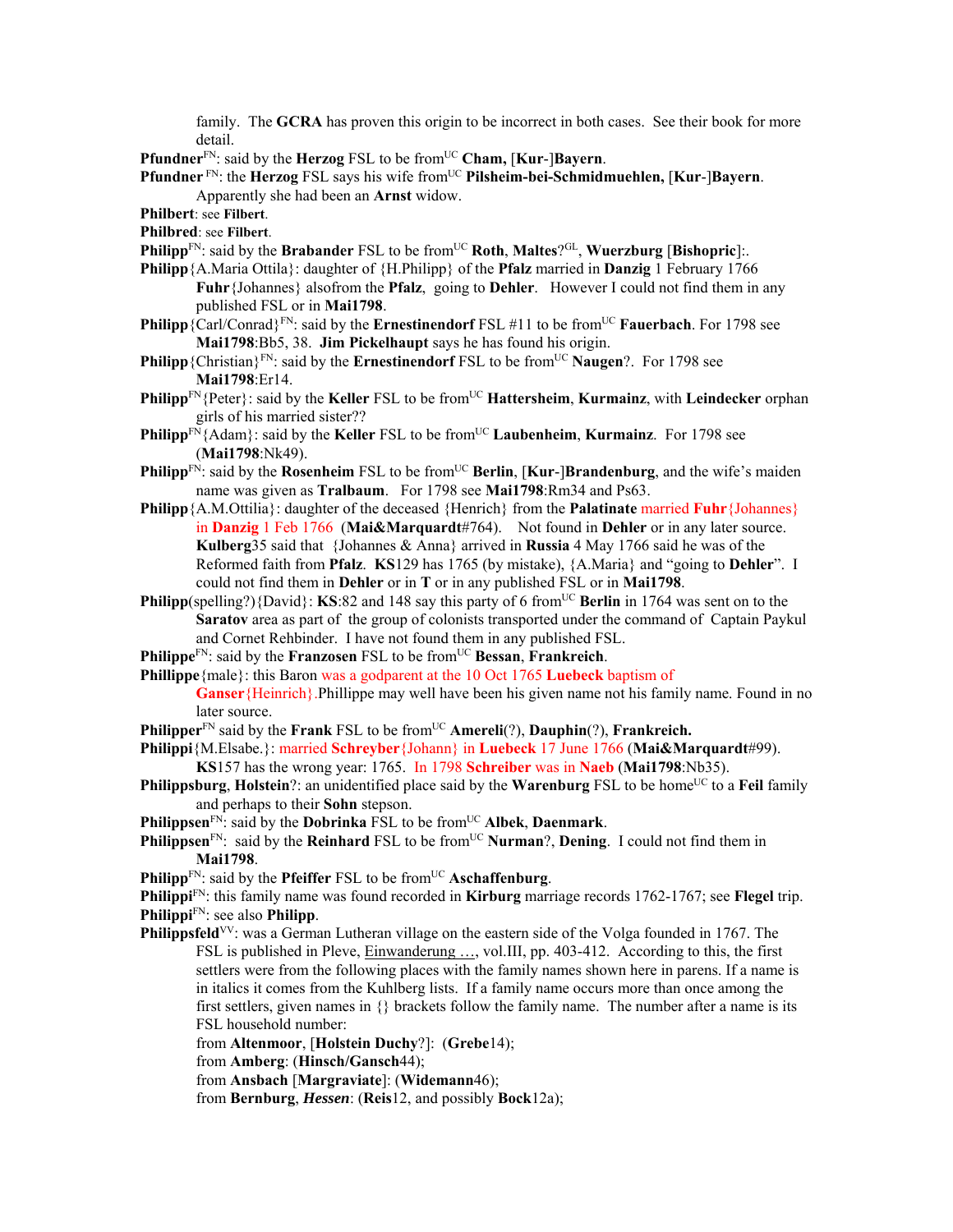family. The **GCRA** has proven this origin to be incorrect in both cases. See their book for more detail.

**Pfundner**[FN]: said by the **Herzog** FSL to be from[UC] **Cham,** [**Kur**-]**Bayern**.

**Pfundner** [FN]: the **Herzog** FSL says his wife from[UC] **Pilsheim-bei-Schmidmuehlen,** [**Kur**-]**Bayern**. Apparently she had been an **Arnst** widow.

**Philbert**: see **Filbert**.

**Philbred**: see **Filbert**.

**Philipp**[FN]: said by the **Brabander** FSL to be from[UC] **Roth**, **Maltes**?[GL], **Wuerzburg** [**Bishopric**]:.

**Philipp**{A.Maria Ottila}: daughter of {H.Philipp} of the **Pfalz** married in **Danzig** 1 February 1766 **Fuhr**{Johannes} alsofrom the **Pfalz**, going to **Dehler**. However I could not find them in any published FSL or in **Mai1798**.

**Philipp**{Carl/Conrad}[FN]: said by the **Ernestinendorf** FSL #11 to be from[UC] **Fauerbach**. For 1798 see **Mai1798**:Bb5, 38. **Jim Pickelhaupt** says he has found his origin.

**Philipp**{Christian}[FN]: said by the **Ernestinendorf** FSL to be from[UC] **Naugen**?. For 1798 see **Mai1798**:Er14.

**Philipp**[FN]{Peter}: said by the **Keller** FSL to be from[UC] **Hattersheim**, **Kurmainz**, with **Leindecker** orphan girls of his married sister??

**Philipp**[FN]{Adam}: said by the **Keller** FSL to be from[UC] **Laubenheim**, **Kurmainz**. For 1798 see (**Mai1798**:Nk49).

**Philipp**[FN]: said by the **Rosenheim** FSL to be from[UC] **Berlin**, [**Kur**-]**Brandenburg**, and the wife's maiden name was given as **Tralbaum**. For 1798 see **Mai1798**:Rm34 and Ps63.

**Philipp**{A.M.Ottilia}: daughter of the deceased {Henrich} from the **Palatinate** married **Fuhr**{Johannes} in **Danzig** 1 Feb 1766 (**Mai&Marquardt**#764). Not found in **Dehler** or in any later source. **Kulberg**35 said that {Johannes & Anna} arrived in **Russia** 4 May 1766 said he was of the Reformed faith from **Pfalz**. **KS**129 has 1765 (by mistake), {A.Maria} and "going to **Dehler**". I could not find them in **Dehler** or in **T** or in any published FSL or in **Mai1798**.

**Philipp**(spelling?){David}: **KS**:82 and 148 say this party of 6 from[UC] **Berlin** in 1764 was sent on to the **Saratov** area as part of the group of colonists transported under the command of Captain Paykul and Cornet Rehbinder. I have not found them in any published FSL.

**Philippe**[FN]: said by the **Franzosen** FSL to be from[UC] **Bessan**, **Frankreich**.

**Phillippe**{male}: this Baron was a godparent at the 10 Oct 1765 **Luebeck** baptism of **Ganser**{Heinrich}.Phillippe may well have been his given name not his family name. Found in no later source.

**Philipper**[FN] said by the **Frank** FSL to be from[UC] **Amereli**(?), **Dauphin**(?), **Frankreich.**

**Philippi**{M.Elsabe.}: married **Schreyber**{Johann} in **Luebeck** 17 June 1766 (**Mai&Marquardt**#99). **KS**157 has the wrong year: 1765. In 1798 **Schreiber** was in **Naeb** (**Mai1798**:Nb35).

**Philippsburg**, **Holstein**?: an unidentified place said by the **Warenburg** FSL to be home[UC] to a **Feil** family and perhaps to their **Sohn** stepson.

**Philippsen**[FN]: said by the **Dobrinka** FSL to be from[UC] **Albek**, **Daenmark**.

**Philippsen**[FN]: said by the **Reinhard** FSL to be from[UC] **Nurman**?, **Dening**. I could not find them in **Mai1798**.

**Philipp**[FN]: said by the **Pfeiffer** FSL to be from[UC] **Aschaffenburg**.

**Philippi**[FN]: this family name was found recorded in **Kirburg** marriage records 1762-1767; see **Flegel** trip.

**Philippi**[FN]: see also **Philipp**.

**Philippsfeld**[VV]: was a German Lutheran village on the eastern side of the Volga founded in 1767. The FSL is published in Pleve, Einwanderung …, vol.III, pp. 403-412. According to this, the first settlers were from the following places with the family names shown here in parens. If a name is in italics it comes from the Kuhlberg lists. If a family name occurs more than once among the first settlers, given names in {} brackets follow the family name. The number after a name is its FSL household number:

from **Altenmoor**, [**Holstein Duchy**?]: (**Grebe**14);

from **Amberg**: (**Hinsch/Gansch**44);

from **Ansbach** [**Margraviate**]: (**Widemann**46);

from **Bernburg**, ***Hessen***: (**Reis**12, and possibly **Bock**12a);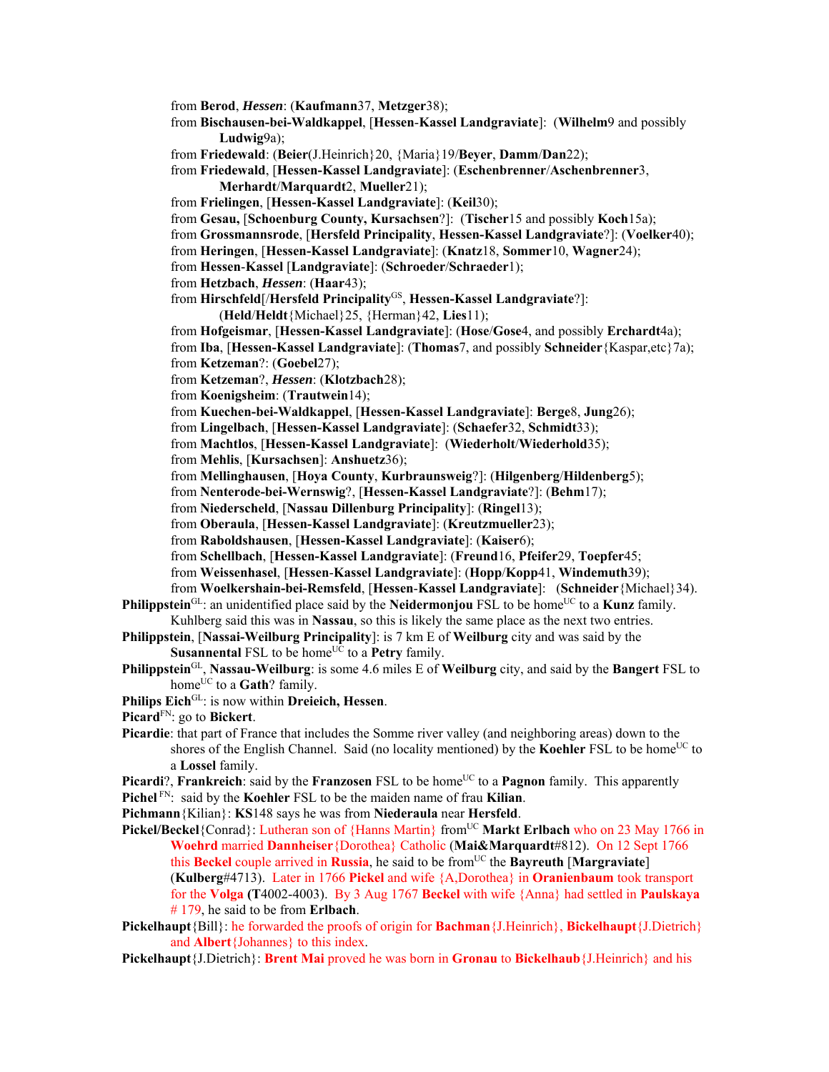from **Berod**, ***Hessen***: (**Kaufmann**37, **Metzger**38);

from **Bischausen-bei-Waldkappel**, [**Hessen**-**Kassel Landgraviate**]: (**Wilhelm**9 and possibly **Ludwig**9a);

from **Friedewald**: (**Beier**(J.Heinrich}20, {Maria}19/**Beyer**, **Damm**/**Dan**22);

from **Friedewald**, [**Hessen-Kassel Landgraviate**]: (**Eschenbrenner**/**Aschenbrenner**3, **Merhardt**/**Marquardt**2, **Mueller**21);

from **Frielingen**, [**Hessen-Kassel Landgraviate**]: (**Keil**30);

from **Gesau,** [**Schoenburg County, Kursachsen**?]: (**Tischer**15 and possibly **Koch**15a);

from **Grossmannsrode**, [**Hersfeld Principality**, **Hessen-Kassel Landgraviate**?]: (**Voelker**40);

from **Heringen**, [**Hessen-Kassel Landgraviate**]: (**Knatz**18, **Sommer**10, **Wagner**24);

from **Hessen**-**Kassel** [**Landgraviate**]: (**Schroeder**/**Schraeder**1);

from **Hetzbach**, ***Hessen***: (**Haar**43);

from **Hirschfeld**[/**Hersfeld Principality**GS, **Hessen-Kassel Landgraviate**?]: (**Held**/**Heldt**{Michael}25, {Herman}42, **Lies**11);

from **Hofgeismar**, [**Hessen-Kassel Landgraviate**]: (**Hose**/**Gose**4, and possibly **Erchardt**4a);

from **Iba**, [**Hessen-Kassel Landgraviate**]: (**Thomas**7, and possibly **Schneider**{Kaspar,etc}7a);

from **Ketzeman**?: (**Goebel**27);

from **Ketzeman**?, ***Hessen***: (**Klotzbach**28);

from **Koenigsheim**: (**Trautwein**14);

from **Kuechen-bei-Waldkappel**, [**Hessen-Kassel Landgraviate**]: **Berge**8, **Jung**26);

from **Lingelbach**, [**Hessen-Kassel Landgraviate**]: (**Schaefer**32, **Schmidt**33);

from **Machtlos**, [**Hessen-Kassel Landgraviate**]: (**Wiederholt**/**Wiederhold**35);

from **Mehlis**, [**Kursachsen**]: **Anshuetz**36);

from **Mellinghausen**, [**Hoya County**, **Kurbraunsweig**?]: (**Hilgenberg**/**Hildenberg**5);

from **Nenterode-bei-Wernswig**?, [**Hessen-Kassel Landgraviate**?]: (**Behm**17);

from **Niederscheld**, [**Nassau Dillenburg Principality**]: (**Ringel**13);

from **Oberaula**, [**Hessen-Kassel Landgraviate**]: (**Kreutzmueller**23);

from **Raboldshausen**, [**Hessen-Kassel Landgraviate**]: (**Kaiser**6);

from **Schellbach**, [**Hessen-Kassel Landgraviate**]: (**Freund**16, **Pfeifer**29, **Toepfer**45;

from **Weissenhasel**, [**Hessen-Kassel Landgraviate**]: (**Hopp**/**Kopp**41, **Windemuth**39);

from **Woelkershain-bei-Remsfeld**, [**Hessen-Kassel Landgraviate**]: (**Schneider**{Michael}34).

**Philippstein**GL: an unidentified place said by the **Neidermonjou** FSL to be homeUC to a **Kunz** family. Kuhlberg said this was in **Nassau**, so this is likely the same place as the next two entries.

**Philippstein**, [**Nassai-Weilburg Principality**]: is 7 km E of **Weilburg** city and was said by the **Susannental** FSL to be homeUC to a **Petry** family.

**Philippstein**GL, **Nassau-Weilburg**: is some 4.6 miles E of **Weilburg** city, and said by the **Bangert** FSL to homeUC to a **Gath**? family.

**Philips Eich**GL: is now within **Dreieich, Hessen**.

**Picard**FN: go to **Bickert**.

**Picardie**: that part of France that includes the Somme river valley (and neighboring areas) down to the shores of the English Channel. Said (no locality mentioned) by the **Koehler** FSL to be homeUC to a **Lossel** family.

**Picardi**?, **Frankreich**: said by the **Franzosen** FSL to be homeUC to a **Pagnon** family. This apparently

**Pichel** FN: said by the **Koehler** FSL to be the maiden name of frau **Kilian**.

**Pichmann**{Kilian}: **KS**148 says he was from **Niederaula** near **Hersfeld**.

**Pickel/Beckel**{Conrad}: Lutheran son of {Hanns Martin} fromUC **Markt Erlbach** who on 23 May 1766 in **Woehrd** married **Dannheiser**{Dorothea} Catholic (**Mai&Marquardt**#812). On 12 Sept 1766 this **Beckel** couple arrived in **Russia**, he said to be fromUC the **Bayreuth** [**Margraviate**] (**Kulberg**#4713). Later in 1766 **Pickel** and wife {A,Dorothea} in **Oranienbaum** took transport for the **Volga** (**T**4002-4003). By 3 Aug 1767 **Beckel** with wife {Anna} had settled in **Paulskaya** # 179, he said to be from **Erlbach**.

**Pickelhaupt**{Bill}: he forwarded the proofs of origin for **Bachman**{J.Heinrich}, **Bickelhaupt**{J.Dietrich} and **Albert**{Johannes} to this index.

**Pickelhaupt**{J.Dietrich}: **Brent Mai** proved he was born in **Gronau** to **Bickelhaub**{J.Heinrich} and his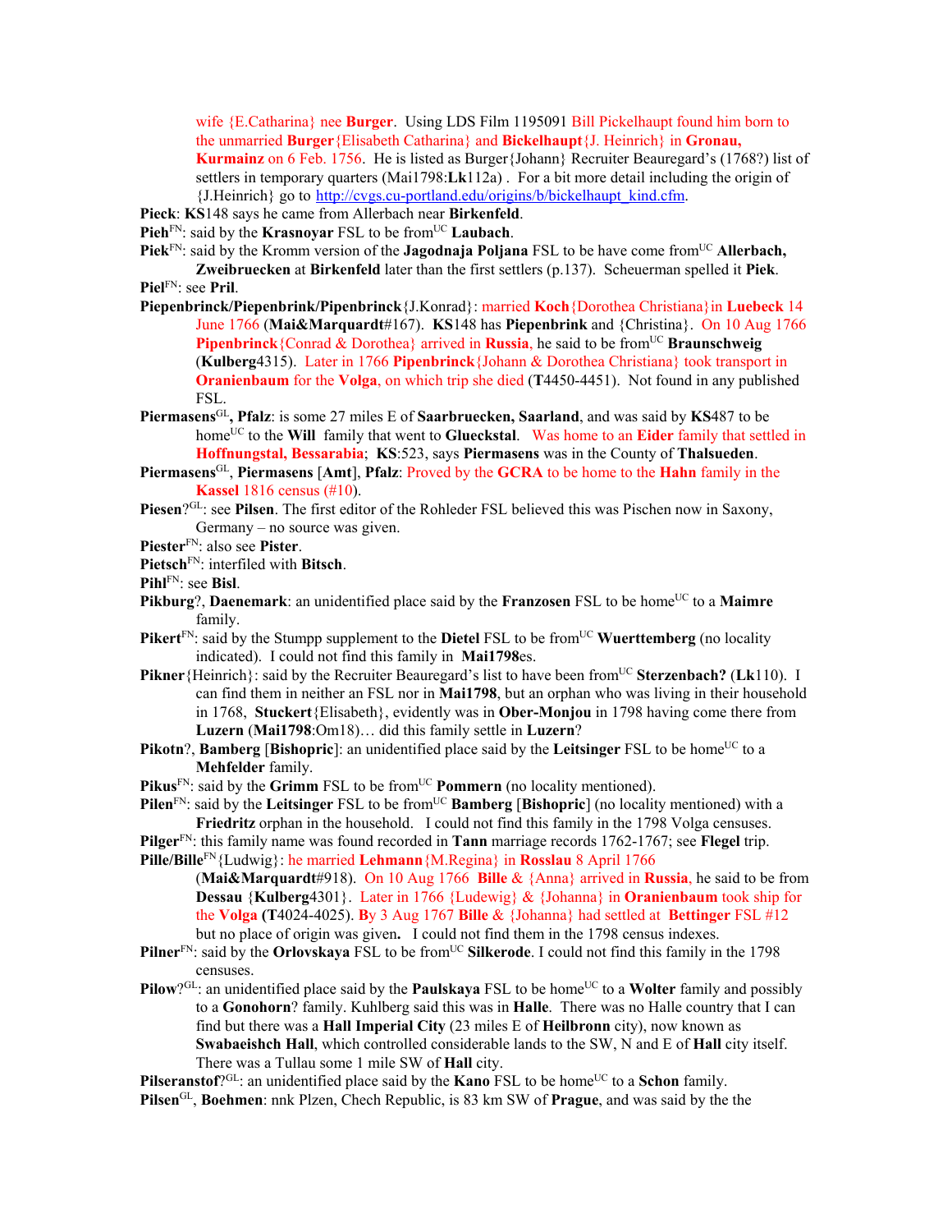wife {E.Catharina} nee **Burger**. Using LDS Film 1195091 Bill Pickelhaupt found him born to the unmarried **Burger**{Elisabeth Catharina} and **Bickelhaupt**{J. Heinrich} in **Gronau, Kurmainz** on 6 Feb. 1756. He is listed as Burger{Johann} Recruiter Beauregard's (1768?) list of settlers in temporary quarters (Mai1798:**Lk**112a) . For a bit more detail including the origin of {J.Heinrich} go to http://cvgs.cu-portland.edu/origins/b/bickelhaupt_kind.cfm.

**Pieck**: **KS**148 says he came from Allerbach near **Birkenfeld**.

**Pieh**[FN]: said by the **Krasnoyar** FSL to be from[UC] **Laubach**.

**Piek**[FN]: said by the Kromm version of the **Jagodnaja Poljana** FSL to be have come from[UC] **Allerbach, Zweibruecken** at **Birkenfeld** later than the first settlers (p.137). Scheuerman spelled it **Piek**.

**Piel**[FN]: see **Pril**.

**Piepenbrinck/Piepenbrink/Pipenbrinck**{J.Konrad}: married **Koch**{Dorothea Christiana}in **Luebeck** 14 June 1766 (**Mai&Marquardt**#167). **KS**148 has **Piepenbrink** and {Christina}. On 10 Aug 1766 **Pipenbrinck**{Conrad & Dorothea} arrived in **Russia**, he said to be from[UC] **Braunschweig** (**Kulberg**4315). Later in 1766 **Pipenbrinck**{Johann & Dorothea Christiana} took transport in **Oranienbaum** for the **Volga**, on which trip she died (**T**4450-4451). Not found in any published FSL.

**Piermasens**[GL]**, Pfalz**: is some 27 miles E of **Saarbruecken, Saarland**, and was said by **KS**487 to be home[UC] to the **Will** family that went to **Glueckstal**. Was home to an **Eider** family that settled in **Hoffnungstal, Bessarabia**; **KS**:523, says **Piermasens** was in the County of **Thalsueden**.

**Piermasens**[GL], **Piermasens** [**Amt**], **Pfalz**: Proved by the **GCRA** to be home to the **Hahn** family in the **Kassel** 1816 census (#10).

**Piesen**?[GL]: see **Pilsen**. The first editor of the Rohleder FSL believed this was Pischen now in Saxony, Germany – no source was given.

**Piester**[FN]: also see **Pister**.

**Pietsch**[FN]: interfiled with **Bitsch**.

**Pihl**[FN]: see **Bisl**.

**Pikburg**?, **Daenemark**: an unidentified place said by the **Franzosen** FSL to be home[UC] to a **Maimre** family.

**Pikert**[FN]: said by the Stumpp supplement to the **Dietel** FSL to be from[UC] **Wuerttemberg** (no locality indicated). I could not find this family in **Mai1798**es.

**Pikner**{Heinrich}: said by the Recruiter Beauregard's list to have been from[UC] **Sterzenbach?** (**Lk**110). I can find them in neither an FSL nor in **Mai1798**, but an orphan who was living in their household in 1768, **Stuckert**{Elisabeth}, evidently was in **Ober-Monjou** in 1798 having come there from **Luzern** (**Mai1798**:Om18)… did this family settle in **Luzern**?

**Pikotn**?, **Bamberg** [**Bishopric**]: an unidentified place said by the **Leitsinger** FSL to be home[UC] to a **Mehfelder** family.

**Pikus**[FN]: said by the **Grimm** FSL to be from[UC] **Pommern** (no locality mentioned).

**Pilen**[FN]: said by the **Leitsinger** FSL to be from[UC] **Bamberg** [**Bishopric**] (no locality mentioned) with a **Friedritz** orphan in the household. I could not find this family in the 1798 Volga censuses.

**Pilger**[FN]: this family name was found recorded in **Tann** marriage records 1762-1767; see **Flegel** trip.

**Pille/Bille**[FN]{Ludwig}: he married **Lehmann**{M.Regina} in **Rosslau** 8 April 1766 (**Mai&Marquardt**#918). On 10 Aug 1766 **Bille** & {Anna} arrived in **Russia**, he said to be from **Dessau** {**Kulberg**4301}. Later in 1766 {Ludewig} & {Johanna} in **Oranienbaum** took ship for the **Volga** (**T**4024-4025). By 3 Aug 1767 **Bille** & {Johanna} had settled at **Bettinger** FSL #12 but no place of origin was given**.** I could not find them in the 1798 census indexes.

**Pilner**[FN]: said by the **Orlovskaya** FSL to be from[UC] **Silkerode**. I could not find this family in the 1798 censuses.

**Pilow**?[GL]: an unidentified place said by the **Paulskaya** FSL to be home[UC] to a **Wolter** family and possibly to a **Gonohorn**? family. Kuhlberg said this was in **Halle**. There was no Halle country that I can find but there was a **Hall Imperial City** (23 miles E of **Heilbronn** city), now known as **Swabaeishch Hall**, which controlled considerable lands to the SW, N and E of **Hall** city itself. There was a Tullau some 1 mile SW of **Hall** city.

**Pilseranstof**?[GL]: an unidentified place said by the **Kano** FSL to be home[UC] to a **Schon** family.

**Pilsen**[GL], **Boehmen**: nnk Plzen, Chech Republic, is 83 km SW of **Prague**, and was said by the the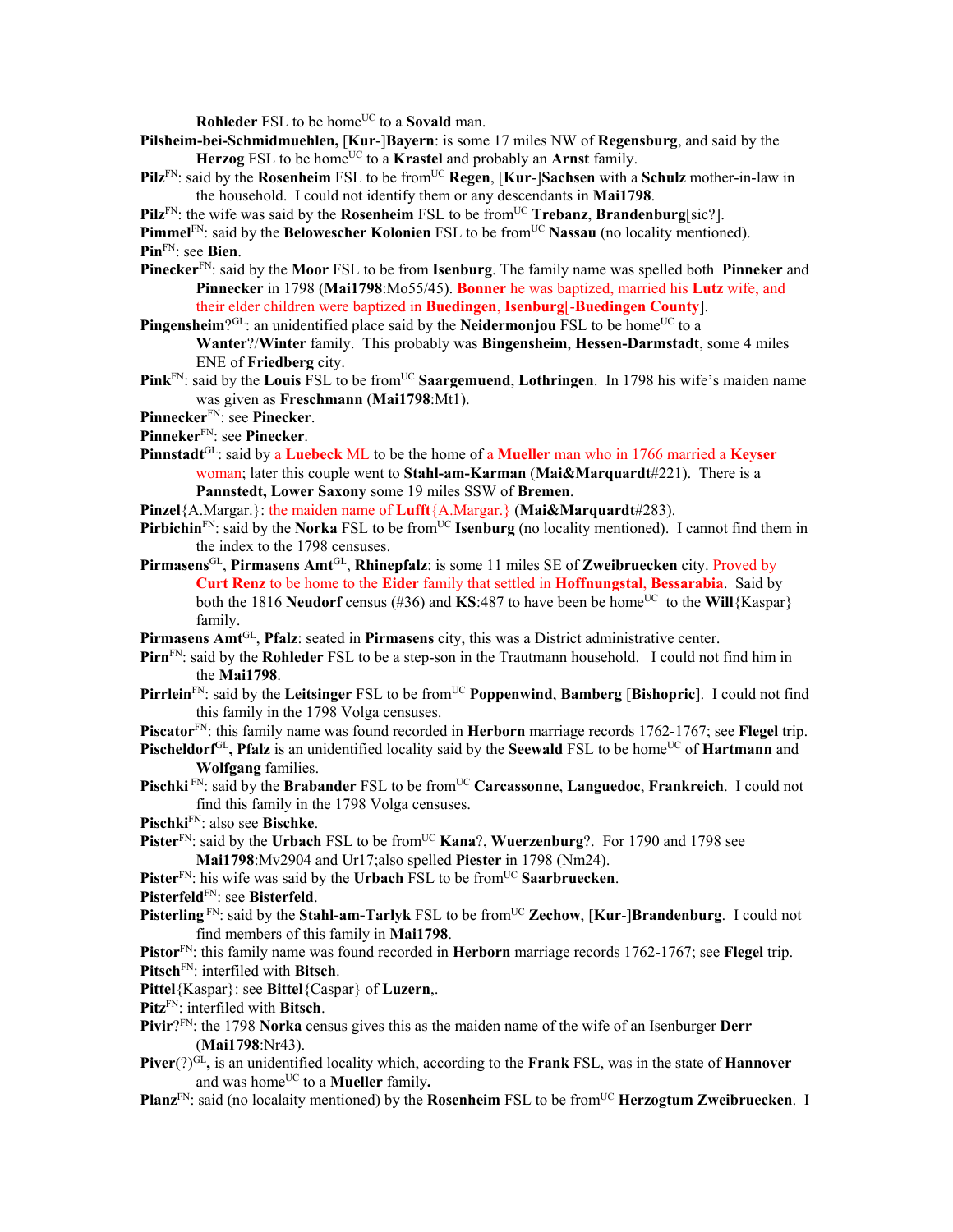**Rohleder** FSL to be home[UC] to a **Sovald** man.

**Pilsheim-bei-Schmidmuehlen,** [**Kur**-]**Bayern**: is some 17 miles NW of **Regensburg**, and said by the **Herzog** FSL to be home[UC] to a **Krastel** and probably an **Arnst** family.

**Pilz**[FN]: said by the **Rosenheim** FSL to be from[UC] **Regen**, [**Kur**-]**Sachsen** with a **Schulz** mother-in-law in the household. I could not identify them or any descendants in **Mai1798**.

**Pilz**[FN]: the wife was said by the **Rosenheim** FSL to be from[UC] **Trebanz**, **Brandenburg**[sic?].

**Pimmel**[FN]: said by the **Belowescher Kolonien** FSL to be from[UC] **Nassau** (no locality mentioned).

**Pin**[FN]: see **Bien**.

**Pinecker**[FN]: said by the **Moor** FSL to be from **Isenburg**. The family name was spelled both **Pinneker** and **Pinnecker** in 1798 (**Mai1798**:Mo55/45). **Bonner** he was baptized, married his **Lutz** wife, and their elder children were baptized in **Buedingen**, **Isenburg**[-**Buedingen County**].

**Pingensheim**?[GL]: an unidentified place said by the **Neidermonjou** FSL to be home[UC] to a **Wanter**?/**Winter** family. This probably was **Bingensheim**, **Hessen-Darmstadt**, some 4 miles ENE of **Friedberg** city.

**Pink**[FN]: said by the **Louis** FSL to be from[UC] **Saargemuend**, **Lothringen**. In 1798 his wife's maiden name was given as **Freschmann** (**Mai1798**:Mt1).

**Pinnecker**[FN]: see **Pinecker**.

**Pinneker**[FN]: see **Pinecker**.

**Pinnstadt**[GL]: said by a **Luebeck** ML to be the home of a **Mueller** man who in 1766 married a **Keyser** woman; later this couple went to **Stahl-am-Karman** (**Mai&Marquardt**#221). There is a **Pannstedt, Lower Saxony** some 19 miles SSW of **Bremen**.

**Pinzel**{A.Margar.}: the maiden name of **Lufft**{A.Margar.} (**Mai&Marquardt**#283).

**Pirbichin**[FN]: said by the **Norka** FSL to be from[UC] **Isenburg** (no locality mentioned). I cannot find them in the index to the 1798 censuses.

**Pirmasens**[GL], **Pirmasens Amt**[GL], **Rhinepfalz**: is some 11 miles SE of **Zweibruecken** city. Proved by **Curt Renz** to be home to the **Eider** family that settled in **Hoffnungstal**, **Bessarabia**. Said by both the 1816 **Neudorf** census (#36) and **KS**:487 to have been home[UC] to the **Will**{Kaspar} family.

**Pirmasens Amt**[GL], **Pfalz**: seated in **Pirmasens** city, this was a District administrative center.

**Pirn**[FN]: said by the **Rohleder** FSL to be a step-son in the Trautmann household. I could not find him in the **Mai1798**.

**Pirrlein**[FN]: said by the **Leitsinger** FSL to be from[UC] **Poppenwind**, **Bamberg** [**Bishopric**]. I could not find this family in the 1798 Volga censuses.

**Piscator**[FN]: this family name was found recorded in **Herborn** marriage records 1762-1767; see **Flegel** trip.

**Pischeldorf**[GL]**, Pfalz** is an unidentified locality said by the **Seewald** FSL to be home[UC] of **Hartmann** and **Wolfgang** families.

**Pischki** [FN]: said by the **Brabander** FSL to be from[UC] **Carcassonne**, **Languedoc**, **Frankreich**. I could not find this family in the 1798 Volga censuses.

**Pischki**[FN]: also see **Bischke**.

**Pister**[FN]: said by the **Urbach** FSL to be from[UC] **Kana**?, **Wuerzenburg**?. For 1790 and 1798 see **Mai1798**:Mv2904 and Ur17;also spelled **Piester** in 1798 (Nm24).

**Pister**[FN]: his wife was said by the **Urbach** FSL to be from[UC] **Saarbruecken**.

**Pisterfeld**[FN]: see **Bisterfeld**.

**Pisterling** [FN]: said by the **Stahl-am-Tarlyk** FSL to be from[UC] **Zechow**, [**Kur**-]**Brandenburg**. I could not find members of this family in **Mai1798**.

**Pistor**[FN]: this family name was found recorded in **Herborn** marriage records 1762-1767; see **Flegel** trip.

**Pitsch**[FN]: interfiled with **Bitsch**.

**Pittel**{Kaspar}: see **Bittel**{Caspar} of **Luzern**,.

**Pitz**[FN]: interfiled with **Bitsch**.

**Pivir**?[FN]: the 1798 **Norka** census gives this as the maiden name of the wife of an Isenburger **Derr** (**Mai1798**:Nr43).

**Piver**(?)[GL]**,** is an unidentified locality which, according to the **Frank** FSL, was in the state of **Hannover** and was home[UC] to a **Mueller** family**.**

**Planz**[FN]: said (no localaity mentioned) by the **Rosenheim** FSL to be from[UC] **Herzogtum Zweibruecken**. I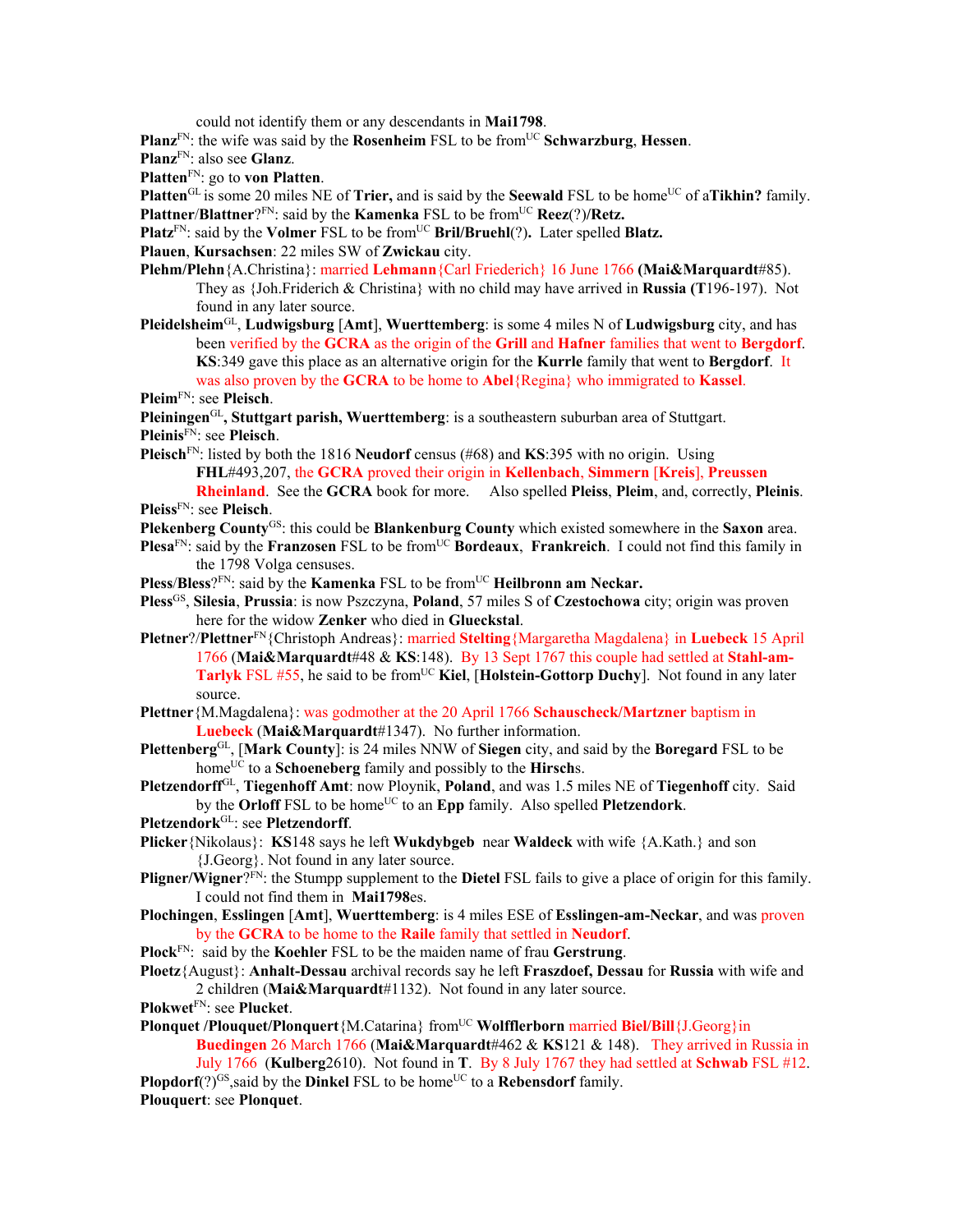could not identify them or any descendants in **Mai1798**.

**Planz**[FN]: the wife was said by the **Rosenheim** FSL to be from[UC] **Schwarzburg**, **Hessen**.

**Planz**[FN]: also see **Glanz**.

**Platten**[FN]: go to **von Platten**.

**Platten**[GL] is some 20 miles NE of **Trier,** and is said by the **Seewald** FSL to be home[UC] of a**Tikhin?** family.

**Plattner**/**Blattner**?[FN]: said by the **Kamenka** FSL to be from[UC] **Reez**(?)/**Retz.**

**Platz**[FN]: said by the **Volmer** FSL to be from[UC] **Bril/Bruehl**(?)**.** Later spelled **Blatz.**

**Plauen**, **Kursachsen**: 22 miles SW of **Zwickau** city.

**Plehm/Plehn**{A.Christina}: married **Lehmann**{Carl Friederich} 16 June 1766 (**Mai&Marquardt**#85). They as {Joh.Friderich & Christina} with no child may have arrived in **Russia** (**T**196-197). Not found in any later source.

**Pleidelsheim**[GL], **Ludwigsburg** [**Amt**], **Wuerttemberg**: is some 4 miles N of **Ludwigsburg** city, and has been verified by the **GCRA** as the origin of the **Grill** and **Hafner** families that went to **Bergdorf**. **KS**:349 gave this place as an alternative origin for the **Kurrle** family that went to **Bergdorf**. It was also proven by the **GCRA** to be home to **Abel**{Regina} who immigrated to **Kassel**.

**Pleim**[FN]: see **Pleisch**.

**Pleiningen**[GL]**, Stuttgart parish, Wuerttemberg**: is a southeastern suburban area of Stuttgart.

**Pleinis**[FN]: see **Pleisch**.

**Pleisch**[FN]: listed by both the 1816 **Neudorf** census (#68) and **KS**:395 with no origin. Using **FHL**#493,207, the **GCRA** proved their origin in **Kellenbach**, **Simmern** [**Kreis**], **Preussen Rheinland**. See the **GCRA** book for more. Also spelled **Pleiss**, **Pleim**, and, correctly, **Pleinis**.

**Pleiss**[FN]: see **Pleisch**.

**Plekenberg County**[GS]: this could be **Blankenburg County** which existed somewhere in the **Saxon** area.

**Plesa**[FN]: said by the **Franzosen** FSL to be from[UC] **Bordeaux**, **Frankreich**. I could not find this family in the 1798 Volga censuses.

**Pless/Bless**?[FN]: said by the **Kamenka** FSL to be from[UC] **Heilbronn am Neckar.**

**Pless**[GS], **Silesia**, **Prussia**: is now Pszczyna, **Poland**, 57 miles S of **Czestochowa** city; origin was proven here for the widow **Zenker** who died in **Glueckstal**.

**Pletner**?/**Plettner**[FN]{Christoph Andreas}: married **Stelting**{Margaretha Magdalena} in **Luebeck** 15 April 1766 (**Mai&Marquardt**#48 & **KS**:148). By 13 Sept 1767 this couple had settled at **Stahl-am-Tarlyk** FSL #55, he said to be from[UC] **Kiel**, [**Holstein-Gottorp Duchy**]. Not found in any later source.

**Plettner**{M.Magdalena}: was godmother at the 20 April 1766 **Schauscheck/Martzner** baptism in **Luebeck** (**Mai&Marquardt**#1347). No further information.

**Plettenberg**[GL], [**Mark County**]: is 24 miles NNW of **Siegen** city, and said by the **Boregard** FSL to be home[UC] to a **Schoeneberg** family and possibly to the **Hirsch**s.

**Pletzendorff**[GL], **Tiegenhoff Amt**: now Ploynik, **Poland**, and was 1.5 miles NE of **Tiegenhoff** city. Said by the **Orloff** FSL to be home[UC] to an **Epp** family. Also spelled **Pletzendork**.

**Pletzendork**[GL]: see **Pletzendorff**.

**Plicker**{Nikolaus}: **KS**148 says he left **Wukdybgeb** near **Waldeck** with wife {A.Kath.} and son {J.Georg}. Not found in any later source.

**Pligner/Wigner**?[FN]: the Stumpp supplement to the **Dietel** FSL fails to give a place of origin for this family. I could not find them in **Mai1798**es.

**Plochingen**, **Esslingen** [**Amt**], **Wuerttemberg**: is 4 miles ESE of **Esslingen-am-Neckar**, and was proven by the **GCRA** to be home to the **Raile** family that settled in **Neudorf**.

**Plock**[FN]: said by the **Koehler** FSL to be the maiden name of frau **Gerstrung**.

**Ploetz**{August}: **Anhalt-Dessau** archival records say he left **Fraszdoef, Dessau** for **Russia** with wife and 2 children (**Mai&Marquardt**#1132). Not found in any later source.

**Plokwet**[FN]: see **Plucket**.

**Plonquet /Plouquet/Plonqert**{M.Catarina} from[UC] **Wolfflerborn** married **Biel/Bill**{J.Georg}in **Buedingen** 26 March 1766 (**Mai&Marquardt**#462 & **KS**121 & 148). They arrived in Russia in July 1766 (**Kulberg**2610). Not found in **T**. By 8 July 1767 they had settled at **Schwab** FSL #12.

**Plopdorf**(?)[GS],said by the **Dinkel** FSL to be home[UC] to a **Rebensdorf** family.

**Plouquert**: see **Plonquet**.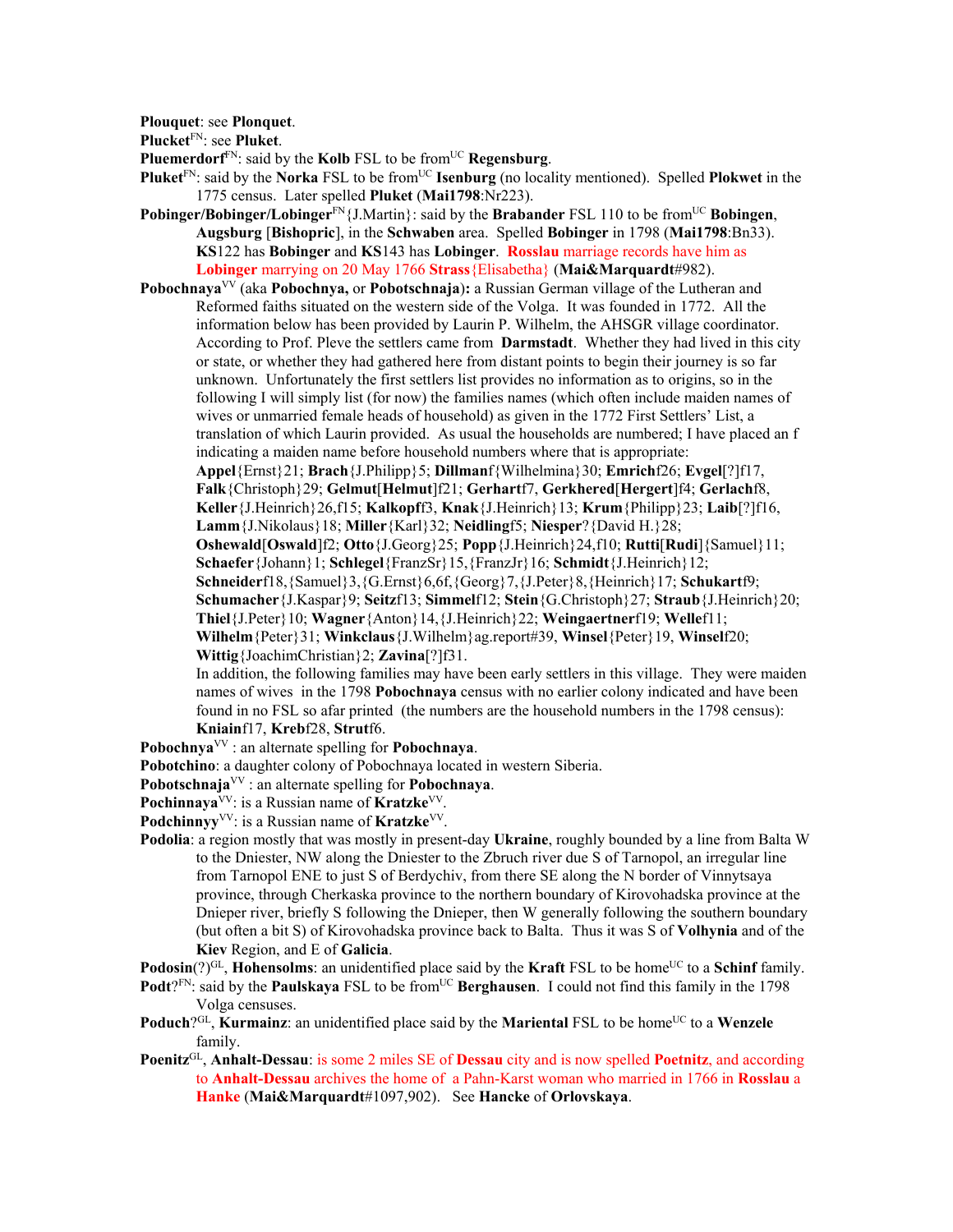**Plouquet**: see **Plonquet**.

**Plucket**[FN]: see **Pluket**.

**Pluemerdorf**[FN]: said by the **Kolb** FSL to be from[UC] **Regensburg**.

**Pluket**[FN]: said by the **Norka** FSL to be from[UC] **Isenburg** (no locality mentioned). Spelled **Plokwet** in the 1775 census. Later spelled **Pluket** (**Mai1798**:Nr223).

**Pobinger/Bobinger/Lobinger**[FN]{J.Martin}: said by the **Brabander** FSL 110 to be from[UC] **Bobingen**, **Augsburg** [**Bishopric**], in the **Schwaben** area. Spelled **Bobinger** in 1798 (**Mai1798**:Bn33). **KS**122 has **Bobinger** and **KS**143 has **Lobinger**. **Rosslau** marriage records have him as **Lobinger** marrying on 20 May 1766 **Strass**{Elisabetha} (**Mai&Marquardt**#982).

**Pobochnaya**[VV] (aka **Pobochnya,** or **Pobotschnaja**)**:** a Russian German village of the Lutheran and Reformed faiths situated on the western side of the Volga. It was founded in 1772. All the information below has been provided by Laurin P. Wilhelm, the AHSGR village coordinator. According to Prof. Pleve the settlers came from **Darmstadt**. Whether they had lived in this city or state, or whether they had gathered here from distant points to begin their journey is so far unknown. Unfortunately the first settlers list provides no information as to origins, so in the following I will simply list (for now) the families names (which often include maiden names of wives or unmarried female heads of household) as given in the 1772 First Settlers' List, a translation of which Laurin provided. As usual the households are numbered; I have placed an f indicating a maiden name before household numbers where that is appropriate:
**Appel**{Ernst}21; **Brach**{J.Philipp}5; **Dillman**f{Wilhelmina}30; **Emrich**f26; **Evgel**[?]f17, **Falk**{Christoph}29; **Gelmut**[**Helmut**]f21; **Gerhart**f7, **Gerkhered**[**Hergert**]f4; **Gerlach**f8, **Keller**{J.Heinrich}26,f15; **Kalkopf**f3, **Knak**{J.Heinrich}13; **Krum**{Philipp}23; **Laib**[?]f16, **Lamm**{J.Nikolaus}18; **Miller**{Karl}32; **Neidling**f5; **Niesper**?{David H.}28; **Oshewald**[**Oswald**]f2; **Otto**{J.Georg}25; **Popp**{J.Heinrich}24,f10; **Rutti**[**Rudi**]{Samuel}11; **Schaefer**{Johann}1; **Schlegel**{FranzSr}15,{FranzJr}16; **Schmidt**{J.Heinrich}12; **Schneider**f18,{Samuel}3,{G.Ernst}6,6f,{Georg}7,{J.Peter}8,{Heinrich}17; **Schukart**f9; **Schumacher**{J.Kaspar}9; **Seitz**f13; **Simmel**f12; **Stein**{G.Christoph}27; **Straub**{J.Heinrich}20; **Thiel**{J.Peter}10; **Wagner**{Anton}14,{J.Heinrich}22; **Weingaertner**f19; **Welle**f11; **Wilhelm**{Peter}31; **Winkclaus**{J.Wilhelm}ag.report#39, **Winsel**{Peter}19, **Winsel**f20; **Wittig**{JoachimChristian}2; **Zavina**[?]f31.
In addition, the following families may have been early settlers in this village. They were maiden names of wives in the 1798 **Pobochnaya** census with no earlier colony indicated and have been found in no FSL so afar printed (the numbers are the household numbers in the 1798 census): **Kniain**f17, **Kreb**f28, **Strut**f6.

**Pobochnya**[VV] : an alternate spelling for **Pobochnaya**.

**Pobotchino**: a daughter colony of Pobochnaya located in western Siberia.

**Pobotschnaja**[VV] : an alternate spelling for **Pobochnaya**.

**Pochinnaya**[VV]: is a Russian name of **Kratzke**[VV].

**Podchinnyy**[VV]: is a Russian name of **Kratzke**[VV].

**Podolia**: a region mostly that was mostly in present-day **Ukraine**, roughly bounded by a line from Balta W to the Dniester, NW along the Dniester to the Zbruch river due S of Tarnopol, an irregular line from Tarnopol ENE to just S of Berdychiv, from there SE along the N border of Vinnytsaya province, through Cherkaska province to the northern boundary of Kirovohadska province at the Dnieper river, briefly S following the Dnieper, then W generally following the southern boundary (but often a bit S) of Kirovohadska province back to Balta. Thus it was S of **Volhynia** and of the **Kiev** Region, and E of **Galicia**.

**Podosin**(?)[GL], **Hohensolms**: an unidentified place said by the **Kraft** FSL to be home[UC] to a **Schinf** family.

**Podt**?[FN]: said by the **Paulskaya** FSL to be from[UC] **Berghausen**. I could not find this family in the 1798 Volga censuses.

**Poduch**?[GL], **Kurmainz**: an unidentified place said by the **Mariental** FSL to be home[UC] to a **Wenzele** family.

**Poenitz**[GL], **Anhalt-Dessau**: is some 2 miles SE of **Dessau** city and is now spelled **Poetnitz**, and according to **Anhalt-Dessau** archives the home of a Pahn-Karst woman who married in 1766 in **Rosslau** a **Hanke** (**Mai&Marquardt**#1097,902). See **Hancke** of **Orlovskaya**.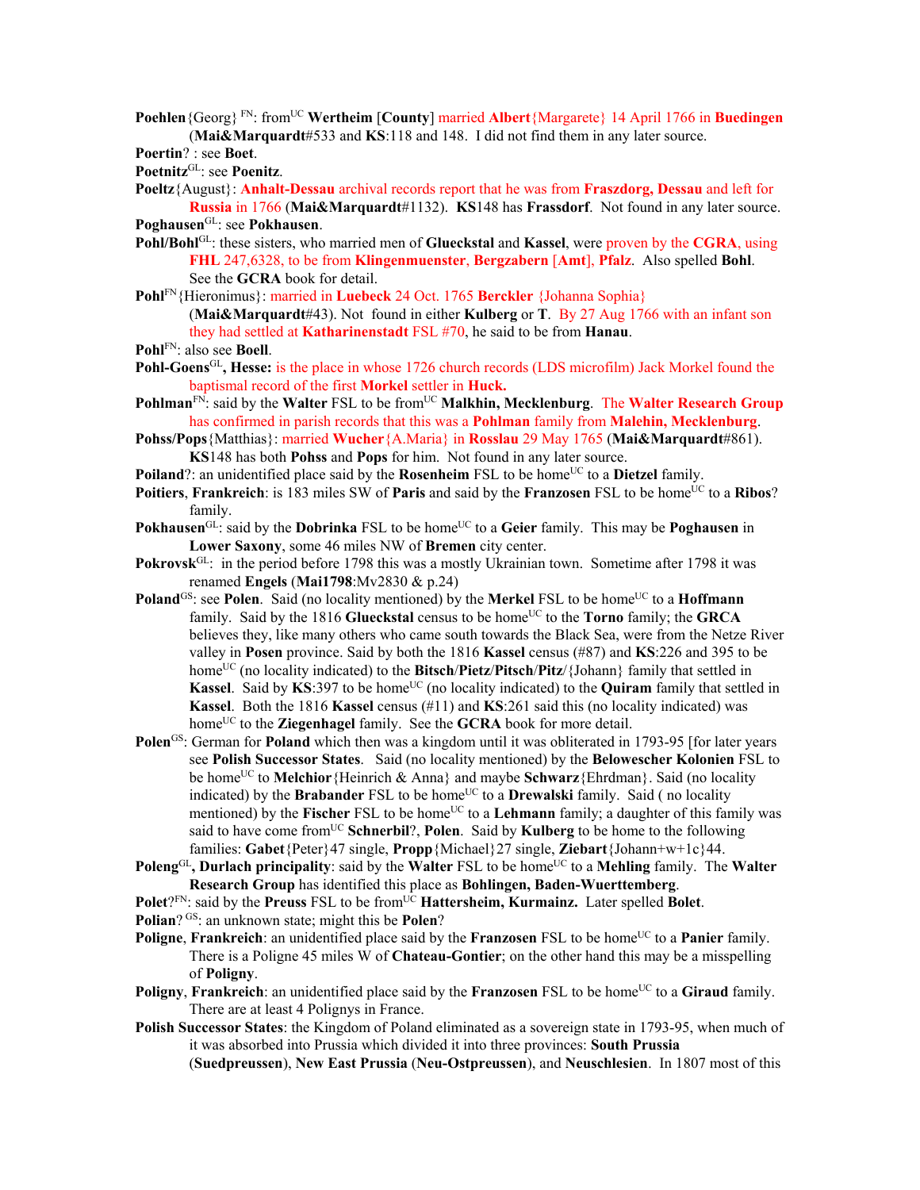**Poehlen**{Georg} [FN]: from[UC] **Wertheim** [**County**] married **Albert**{Margarete} 14 April 1766 in **Buedingen** (**Mai&Marquardt**#533 and **KS**:118 and 148. I did not find them in any later source.

**Poertin**? : see **Boet**.

**Poetnitz**[GL]: see **Poenitz**.

**Poeltz**{August}: **Anhalt-Dessau** archival records report that he was from **Fraszdorg, Dessau** and left for **Russia** in 1766 (**Mai&Marquardt**#1132). **KS**148 has **Frassdorf**. Not found in any later source.

**Poghausen**[GL]: see **Pokhausen**.

**Pohl/Bohl**[GL]: these sisters, who married men of **Glueckstal** and **Kassel**, were proven by the **CGRA**, using **FHL** 247,6328, to be from **Klingenmuenster**, **Bergzabern** [**Amt**], **Pfalz**. Also spelled **Bohl**. See the **GCRA** book for detail.

**Pohl**[FN]{Hieronimus}: married in **Luebeck** 24 Oct. 1765 **Berckler** {Johanna Sophia} (**Mai&Marquardt**#43). Not found in either **Kulberg** or **T**. By 27 Aug 1766 with an infant son they had settled at **Katharinenstadt** FSL #70, he said to be from **Hanau**.

**Pohl**[FN]: also see **Boell**.

**Pohl-Goens**[GL]**, Hesse:** is the place in whose 1726 church records (LDS microfilm) Jack Morkel found the baptismal record of the first **Morkel** settler in **Huck.**

**Pohlman**[FN]: said by the **Walter** FSL to be from[UC] **Malkhin, Mecklenburg**. The **Walter Research Group** has confirmed in parish records that this was a **Pohlman** family from **Malehin, Mecklenburg**.

**Pohss/Pops**{Matthias}: married **Wucher**{A.Maria} in **Rosslau** 29 May 1765 (**Mai&Marquardt**#861). **KS**148 has both **Pohss** and **Pops** for him. Not found in any later source.

**Poiland**?: an unidentified place said by the **Rosenheim** FSL to be home[UC] to a **Dietzel** family.

**Poitiers**, **Frankreich**: is 183 miles SW of **Paris** and said by the **Franzosen** FSL to be home[UC] to a **Ribos**? family.

**Pokhausen**[GL]: said by the **Dobrinka** FSL to be home[UC] to a **Geier** family. This may be **Poghausen** in **Lower Saxony**, some 46 miles NW of **Bremen** city center.

**Pokrovsk**[GL]: in the period before 1798 this was a mostly Ukrainian town. Sometime after 1798 it was renamed **Engels** (**Mai1798**:Mv2830 & p.24)

**Poland**[GS]: see **Polen**. Said (no locality mentioned) by the **Merkel** FSL to be home[UC] to a **Hoffmann** family. Said by the 1816 **Glueckstal** census to be home[UC] to the **Torno** family; the **GRCA** believes they, like many others who came south towards the Black Sea, were from the Netze River valley in **Posen** province. Said by both the 1816 **Kassel** census (#87) and **KS**:226 and 395 to be home[UC] (no locality indicated) to the **Bitsch**/**Pietz**/**Pitsch**/**Pitz**/{Johann} family that settled in **Kassel**. Said by **KS**:397 to be home[UC] (no locality indicated) to the **Quiram** family that settled in **Kassel**. Both the 1816 **Kassel** census (#11) and **KS**:261 said this (no locality indicated) was home[UC] to the **Ziegenhagel** family. See the **GCRA** book for more detail.

**Polen**[GS]: German for **Poland** which then was a kingdom until it was obliterated in 1793-95 [for later years see **Polish Successor States**. Said (no locality mentioned) by the **Belowescher Kolonien** FSL to be home[UC] to **Melchior**{Heinrich & Anna} and maybe **Schwarz**{Ehrdman}. Said (no locality indicated) by the **Brabander** FSL to be home[UC] to a **Drewalski** family. Said ( no locality mentioned) by the **Fischer** FSL to be home[UC] to a **Lehmann** family; a daughter of this family was said to have come from[UC] **Schnerbil**?, **Polen**. Said by **Kulberg** to be home to the following families: **Gabet**{Peter}47 single, **Propp**{Michael}27 single, **Ziebart**{Johann+w+1c}44.

**Poleng**[GL]**, Durlach principality**: said by the **Walter** FSL to be home[UC] to a **Mehling** family. The **Walter Research Group** has identified this place as **Bohlingen, Baden-Wuerttemberg**.

**Polet**?[FN]: said by the **Preuss** FSL to be from[UC] **Hattersheim, Kurmainz.** Later spelled **Bolet**.

**Polian**? [GS]: an unknown state; might this be **Polen**?

**Poligne**, **Frankreich**: an unidentified place said by the **Franzosen** FSL to be home[UC] to a **Panier** family. There is a Poligne 45 miles W of **Chateau-Gontier**; on the other hand this may be a misspelling of **Poligny**.

**Poligny**, **Frankreich**: an unidentified place said by the **Franzosen** FSL to be home[UC] to a **Giraud** family. There are at least 4 Polignys in France.

**Polish Successor States**: the Kingdom of Poland eliminated as a sovereign state in 1793-95, when much of it was absorbed into Prussia which divided it into three provinces: **South Prussia** (**Suedpreussen**), **New East Prussia** (**Neu-Ostpreussen**), and **Neuschlesien**. In 1807 most of this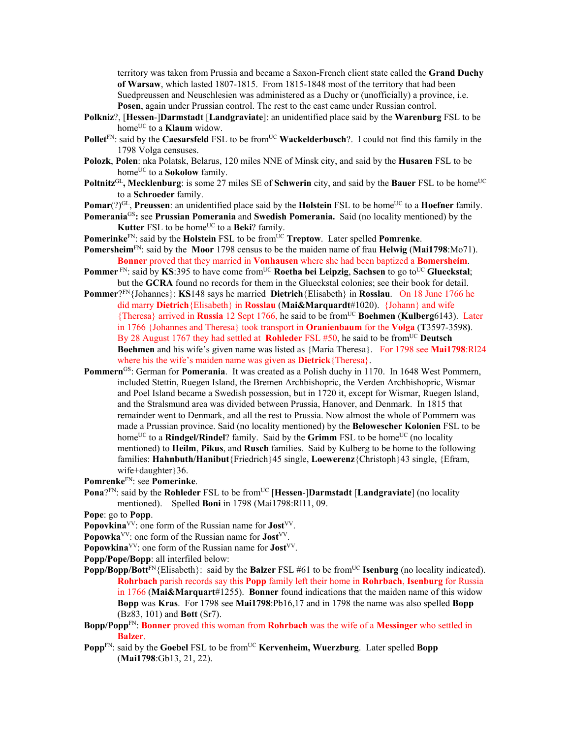territory was taken from Prussia and became a Saxon-French client state called the **Grand Duchy of Warsaw**, which lasted 1807-1815. From 1815-1848 most of the territory that had been Suedpreussen and Neuschlesien was administered as a Duchy or (unofficially) a province, i.e. **Posen**, again under Prussian control. The rest to the east came under Russian control.

**Polkniz**?, [**Hessen**-]**Darmstadt** [**Landgraviate**]: an unidentified place said by the **Warenburg** FSL to be home[UC] to a **Klaum** widow.

**Pollet**[FN]: said by the **Caesarsfeld** FSL to be from[UC] **Wackelderbusch**?. I could not find this family in the 1798 Volga censuses.

**Polozk**, **Polen**: nka Polatsk, Belarus, 120 miles NNE of Minsk city, and said by the **Husaren** FSL to be home[UC] to a **Sokolow** family.

**Poltnitz**[GL]**, Mecklenburg**: is some 27 miles SE of **Schwerin** city, and said by the **Bauer** FSL to be home[UC] to a **Schroeder** family.

**Pomar**(?)[GL], **Preussen**: an unidentified place said by the **Holstein** FSL to be home[UC] to a **Hoefner** family.

**Pomerania**[GS]**:** see **Prussian Pomerania** and **Swedish Pomerania.** Said (no locality mentioned) by the **Kutter** FSL to be home[UC] to a **Beki**? family.

**Pomerinke**[FN]: said by the **Holstein** FSL to be from[UC] **Treptow**. Later spelled **Pomrenke**.

**Pomersheim**[FN]: said by the **Moor** 1798 census to be the maiden name of frau **Helwig** (**Mai1798**:Mo71). **Bonner** proved that they married in **Vonhausen** where she had been baptized a **Bomersheim**.

**Pommer** [FN]: said by **KS**:395 to have come from[UC] **Roetha bei Leipzig**, **Sachsen** to go to[UC] **Glueckstal**; but the **GCRA** found no records for them in the Glueckstal colonies; see their book for detail.

**Pommer**?[FN]{Johannes}: **KS**148 says he married **Dietrich**{Elisabeth} in **Rosslau**. On 18 June 1766 he did marry **Dietrich**{Elisabeth} in **Rosslau** (**Mai&Marquardt**#1020). {Johann} and wife {Theresa} arrived in **Russia** 12 Sept 1766, he said to be from[UC] **Boehmen** (**Kulberg**6143). Later in 1766 {Johannes and Theresa} took transport in **Oranienbaum** for the **Volga** (**T**3597-3598**)**. By 28 August 1767 they had settled at **Rohleder** FSL #50, he said to be from[UC] **Deutsch Boehmen** and his wife's given name was listed as {Maria Theresa}. For 1798 see **Mai1798**:Rl24 where his the wife's maiden name was given as **Dietrick**{Theresa}.

**Pommern**[GS]: German for **Pomerania**. It was created as a Polish duchy in 1170. In 1648 West Pommern, included Stettin, Ruegen Island, the Bremen Archbishopric, the Verden Archbishopric, Wismar and Poel Island became a Swedish possession, but in 1720 it, except for Wismar, Ruegen Island, and the Stralsmund area was divided between Prussia, Hanover, and Denmark. In 1815 that remainder went to Denmark, and all the rest to Prussia. Now almost the whole of Pommern was made a Prussian province. Said (no locality mentioned) by the **Belowescher Kolonien** FSL to be home[UC] to a **Rindgel/Rindel**? family. Said by the **Grimm** FSL to be home[UC] (no locality mentioned) to **Heilm**, **Pikus**, and **Rusch** families. Said by Kulberg to be home to the following families: **Hahnbuth/Hanibut**{Friedrich}45 single, **Loewerenz**{Christoph}43 single, {Efram, wife+daughter}36.

**Pomrenke**[FN]: see **Pomerinke**.

**Pona**?[FN]: said by the **Rohleder** FSL to be from[UC] [**Hessen**-]**Darmstadt** [**Landgraviate**] (no locality mentioned). Spelled **Boni** in 1798 (Mai1798:Rl11, 09.

**Pope**: go to **Popp**.

**Popovkina**[VV]: one form of the Russian name for **Jost**[VV].

**Popowka**[VV]: one form of the Russian name for **Jost**[VV].

**Popowkina**[VV]: one form of the Russian name for **Jost**[VV].

**Popp/Pope/Bopp**: all interfiled below:

**Popp/Bopp/Bott**[FN]{Elisabeth}: said by the **Balzer** FSL #61 to be from[UC] **Isenburg** (no locality indicated). **Rohrbach** parish records say this **Popp** family left their home in **Rohrbach**, **Isenburg** for Russia in 1766 (**Mai&Marquart**#1255). **Bonner** found indications that the maiden name of this widow **Bopp** was **Kras**. For 1798 see **Mai1798**:Pb16,17 and in 1798 the name was also spelled **Bopp** (Bz83, 101) and **Bott** (Sr7).

**Bopp/Popp**[FN]: **Bonner** proved this woman from **Rohrbach** was the wife of a **Messinger** who settled in **Balzer**.

**Popp**[FN]: said by the **Goebel** FSL to be from[UC] **Kervenheim, Wuerzburg**. Later spelled **Bopp** (**Mai1798**:Gb13, 21, 22).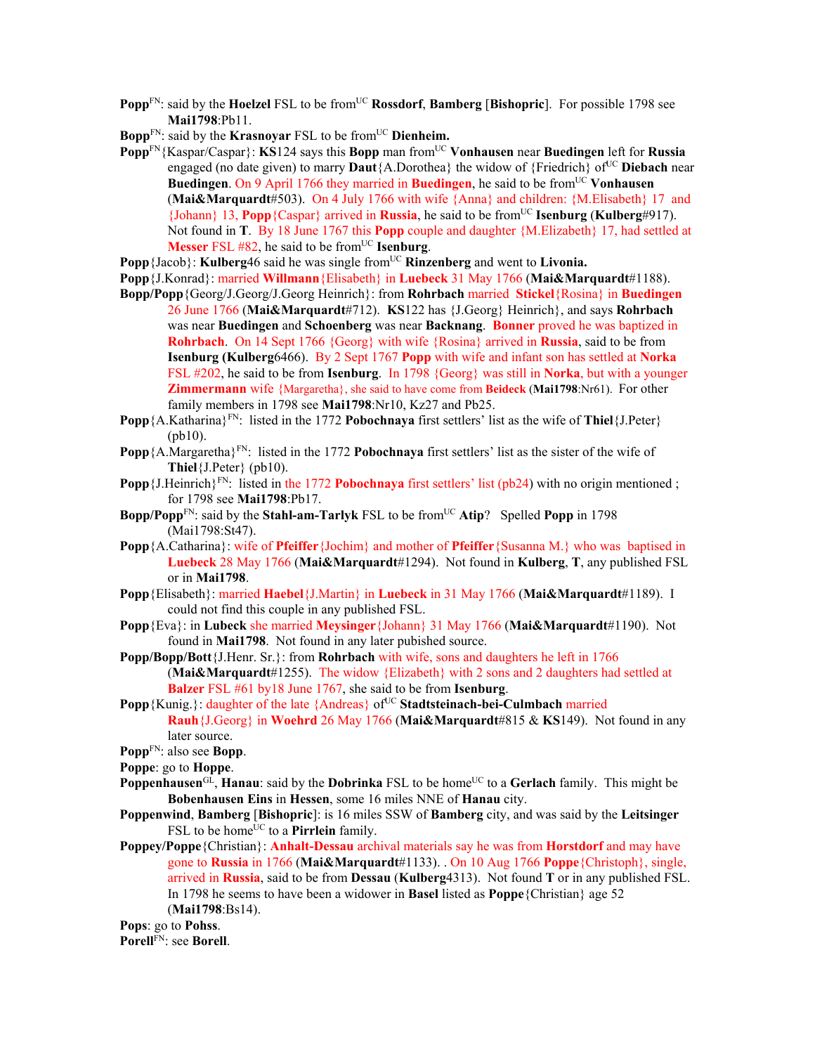**Popp**[FN]: said by the **Hoelzel** FSL to be from[UC] **Rossdorf**, **Bamberg** [**Bishopric**]. For possible 1798 see **Mai1798**:Pb11.

**Bopp**[FN]: said by the **Krasnoyar** FSL to be from[UC] **Dienheim.**

**Popp**[FN]{Kaspar/Caspar}: **KS**124 says this **Bopp** man from[UC] **Vonhausen** near **Buedingen** left for **Russia** engaged (no date given) to marry **Daut**{A.Dorothea} the widow of {Friedrich} of[UC] **Diebach** near **Buedingen**. On 9 April 1766 they married in **Buedingen**, he said to be from[UC] **Vonhausen** (**Mai&Marquardt**#503). On 4 July 1766 with wife {Anna} and children: {M.Elisabeth} 17 and {Johann} 13, **Popp**{Caspar} arrived in **Russia**, he said to be from[UC] **Isenburg** (**Kulberg**#917). Not found in **T**. By 18 June 1767 this **Popp** couple and daughter {M.Elizabeth} 17, had settled at **Messer** FSL #82, he said to be from[UC] **Isenburg**.

**Popp**{Jacob}: **Kulberg**46 said he was single from[UC] **Rinzenberg** and went to **Livonia.**

**Popp**{J.Konrad}: married **Willmann**{Elisabeth} in **Luebeck** 31 May 1766 (**Mai&Marquardt**#1188).

**Bopp/Popp**{Georg/J.Georg/J.Georg Heinrich}: from **Rohrbach** married **Stickel**{Rosina} in **Buedingen** 26 June 1766 (**Mai&Marquardt**#712). **KS**122 has {J.Georg} Heinrich}, and says **Rohrbach** was near **Buedingen** and **Schoenberg** was near **Backnang**. **Bonner** proved he was baptized in **Rohrbach**. On 14 Sept 1766 {Georg} with wife {Rosina} arrived in **Russia**, said to be from **Isenburg (Kulberg**6466). By 2 Sept 1767 **Popp** with wife and infant son has settled at **Norka** FSL #202, he said to be from **Isenburg**. In 1798 {Georg} was still in **Norka**, but with a younger **Zimmermann** wife {Margaretha}, she said to have come from **Beideck** (**Mai1798**:Nr61). For other family members in 1798 see **Mai1798**:Nr10, Kz27 and Pb25.

**Popp**{A.Katharina}[FN]: listed in the 1772 **Pobochnaya** first settlers' list as the wife of **Thiel**{J.Peter} (pb10).

**Popp**{A.Margaretha}[FN]: listed in the 1772 **Pobochnaya** first settlers' list as the sister of the wife of **Thiel**{J.Peter} (pb10).

**Popp**{J.Heinrich}[FN]: listed in the 1772 **Pobochnaya** first settlers' list (pb24) with no origin mentioned ; for 1798 see **Mai1798**:Pb17.

**Bopp/Popp**[FN]: said by the **Stahl-am-Tarlyk** FSL to be from[UC] **Atip**? Spelled **Popp** in 1798 (Mai1798:St47).

**Popp**{A.Catharina}: wife of **Pfeiffer**{Jochim} and mother of **Pfeiffer**{Susanna M.} who was baptised in **Luebeck** 28 May 1766 (**Mai&Marquardt**#1294). Not found in **Kulberg**, **T**, any published FSL or in **Mai1798**.

**Popp**{Elisabeth}: married **Haebel**{J.Martin} in **Luebeck** in 31 May 1766 (**Mai&Marquardt**#1189). I could not find this couple in any published FSL.

**Popp**{Eva}: in **Lubeck** she married **Meysinger**{Johann} 31 May 1766 (**Mai&Marquardt**#1190). Not found in **Mai1798**. Not found in any later pubished source.

**Popp/Bopp/Bott**{J.Henr. Sr.}: from **Rohrbach** with wife, sons and daughters he left in 1766 (**Mai&Marquardt**#1255). The widow {Elizabeth} with 2 sons and 2 daughters had settled at **Balzer** FSL #61 by18 June 1767, she said to be from **Isenburg**.

**Popp**{Kunig.}: daughter of the late {Andreas} of[UC] **Stadtsteinach-bei-Culmbach** married **Rauh**{J.Georg} in **Woehrd** 26 May 1766 (**Mai&Marquardt**#815 & **KS**149). Not found in any later source.

**Popp**[FN]: also see **Bopp**.

**Poppe**: go to **Hoppe**.

**Poppenhausen**[GL], **Hanau**: said by the **Dobrinka** FSL to be home[UC] to a **Gerlach** family. This might be **Bobenhausen Eins** in **Hessen**, some 16 miles NNE of **Hanau** city.

**Poppenwind**, **Bamberg** [**Bishopric**]: is 16 miles SSW of **Bamberg** city, and was said by the **Leitsinger** FSL to be home[UC] to a **Pirrlein** family.

**Poppey/Poppe**{Christian}: **Anhalt-Dessau** archival materials say he was from **Horstdorf** and may have gone to **Russia** in 1766 (**Mai&Marquardt**#1133). . On 10 Aug 1766 **Poppe**{Christoph}, single, arrived in **Russia**, said to be from **Dessau** (**Kulberg**4313). Not found **T** or in any published FSL. In 1798 he seems to have been a widower in **Basel** listed as **Poppe**{Christian} age 52 (**Mai1798**:Bs14).

**Pops**: go to **Pohss**.

**Porell**[FN]: see **Borell**.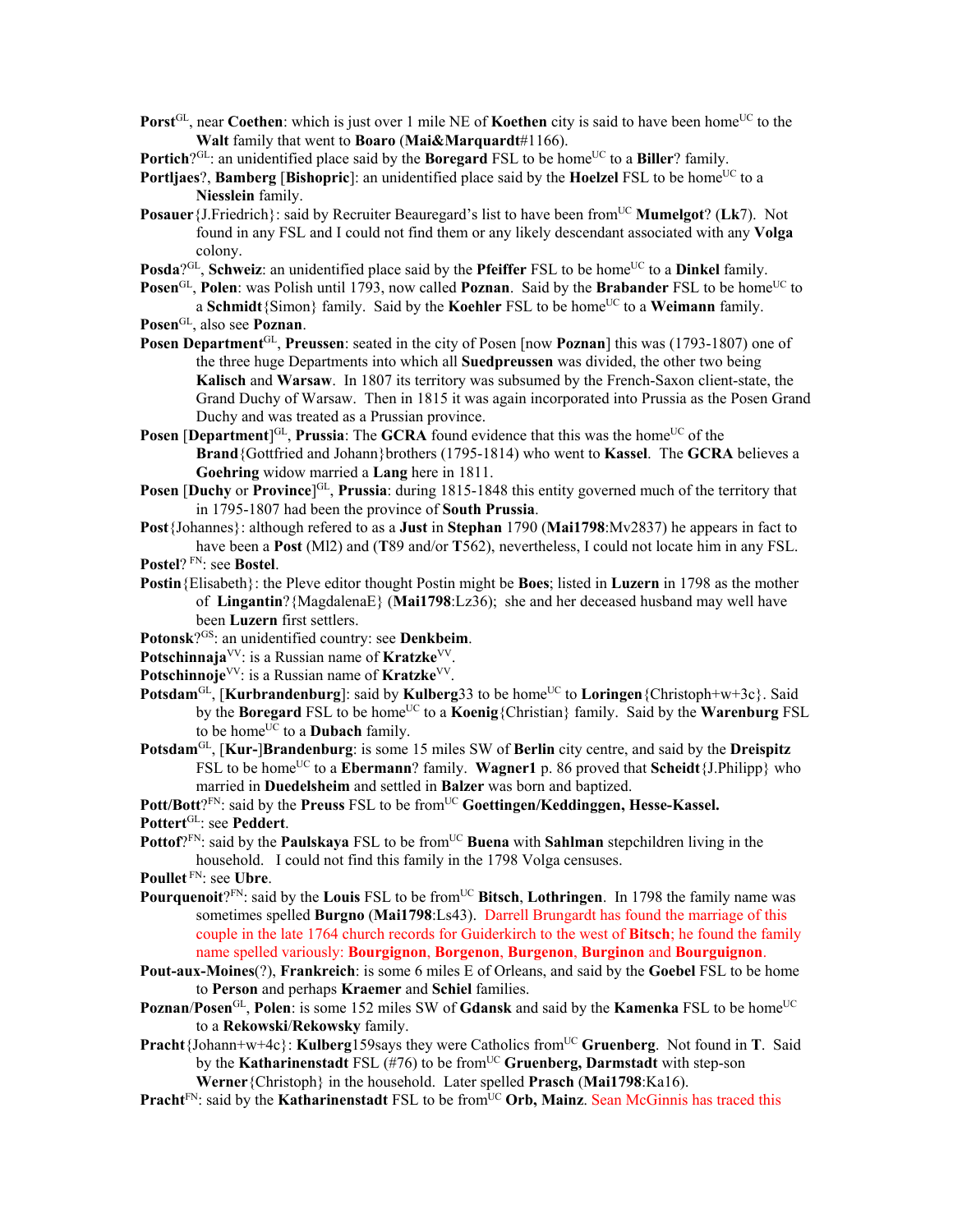**Porst**[GL], near **Coethen**: which is just over 1 mile NE of **Koethen** city is said to have been home[UC] to the **Walt** family that went to **Boaro** (**Mai&Marquardt**#1166).

**Portich**?[GL]: an unidentified place said by the **Boregard** FSL to be home[UC] to a **Biller**? family.

**Portljaes**?, **Bamberg** [**Bishopric**]: an unidentified place said by the **Hoelzel** FSL to be home[UC] to a **Niesslein** family.

**Posauer**{J.Friedrich}: said by Recruiter Beauregard's list to have been from[UC] **Mumelgot**? (**Lk**7). Not found in any FSL and I could not find them or any likely descendant associated with any **Volga** colony.

**Posda**?[GL], **Schweiz**: an unidentified place said by the **Pfeiffer** FSL to be home[UC] to a **Dinkel** family.

**Posen**[GL], **Polen**: was Polish until 1793, now called **Poznan**. Said by the **Brabander** FSL to be home[UC] to a **Schmidt**{Simon} family. Said by the **Koehler** FSL to be home[UC] to a **Weimann** family.

**Posen**[GL], also see **Poznan**.

**Posen Department**[GL], **Preussen**: seated in the city of Posen [now **Poznan**] this was (1793-1807) one of the three huge Departments into which all **Suedpreussen** was divided, the other two being **Kalisch** and **Warsaw**. In 1807 its territory was subsumed by the French-Saxon client-state, the Grand Duchy of Warsaw. Then in 1815 it was again incorporated into Prussia as the Posen Grand Duchy and was treated as a Prussian province.

**Posen** [**Department**][GL], **Prussia**: The **GCRA** found evidence that this was the home[UC] of the **Brand**{Gottfried and Johann}brothers (1795-1814) who went to **Kassel**. The **GCRA** believes a **Goehring** widow married a **Lang** here in 1811.

**Posen** [**Duchy** or **Province**][GL], **Prussia**: during 1815-1848 this entity governed much of the territory that in 1795-1807 had been the province of **South Prussia**.

**Post**{Johannes}: although refered to as a **Just** in **Stephan** 1790 (**Mai1798**:Mv2837) he appears in fact to have been a **Post** (Ml2) and (**T**89 and/or **T**562), nevertheless, I could not locate him in any FSL.

**Postel**? [FN]: see **Bostel**.

**Postin**{Elisabeth}: the Pleve editor thought Postin might be **Boes**; listed in **Luzern** in 1798 as the mother of **Lingantin**?{MagdalenaE} (**Mai1798**:Lz36); she and her deceased husband may well have been **Luzern** first settlers.

**Potonsk**?[GS]: an unidentified country: see **Denkbeim**.

**Potschinnaja**[VV]: is a Russian name of **Kratzke**[VV].

**Potschinnoje**[VV]: is a Russian name of **Kratzke**[VV].

**Potsdam**[GL], [**Kurbrandenburg**]: said by **Kulberg**33 to be home[UC] to **Loringen**{Christoph+w+3c}. Said by the **Boregard** FSL to be home[UC] to a **Koenig**{Christian} family. Said by the **Warenburg** FSL to be home[UC] to a **Dubach** family.

**Potsdam**[GL], [**Kur-**]**Brandenburg**: is some 15 miles SW of **Berlin** city centre, and said by the **Dreispitz** FSL to be home[UC] to a **Ebermann**? family. **Wagner1** p. 86 proved that **Scheidt**{J.Philipp} who married in **Duedelsheim** and settled in **Balzer** was born and baptized.

**Pott/Bott**?[FN]: said by the **Preuss** FSL to be from[UC] **Goettingen/Keddinggen, Hesse-Kassel.**

**Pottert**[GL]: see **Peddert**.

**Pottof**?[FN]: said by the **Paulskaya** FSL to be from[UC] **Buena** with **Sahlman** stepchildren living in the household. I could not find this family in the 1798 Volga censuses.

**Poullet** [FN]: see **Ubre**.

**Pourquenoit**?[FN]: said by the **Louis** FSL to be from[UC] **Bitsch**, **Lothringen**. In 1798 the family name was sometimes spelled **Burgno** (**Mai1798**:Ls43). Darrell Brungardt has found the marriage of this couple in the late 1764 church records for Guiderkirch to the west of **Bitsch**; he found the family name spelled variously: **Bourgignon**, **Borgenon**, **Burgenon**, **Burginon** and **Bourguignon**.

**Pout-aux-Moines**(?), **Frankreich**: is some 6 miles E of Orleans, and said by the **Goebel** FSL to be home to **Person** and perhaps **Kraemer** and **Schiel** families.

**Poznan**/**Posen**[GL], **Polen**: is some 152 miles SW of **Gdansk** and said by the **Kamenka** FSL to be home[UC] to a **Rekowski**/**Rekowsky** family.

**Pracht**{Johann+w+4c}: **Kulberg**159says they were Catholics from[UC] **Gruenberg**. Not found in **T**. Said by the **Katharinenstadt** FSL (#76) to be from[UC] **Gruenberg, Darmstadt** with step-son **Werner**{Christoph} in the household. Later spelled **Prasch** (**Mai1798**:Ka16).

**Pracht**[FN]: said by the **Katharinenstadt** FSL to be from[UC] **Orb, Mainz**. Sean McGinnis has traced this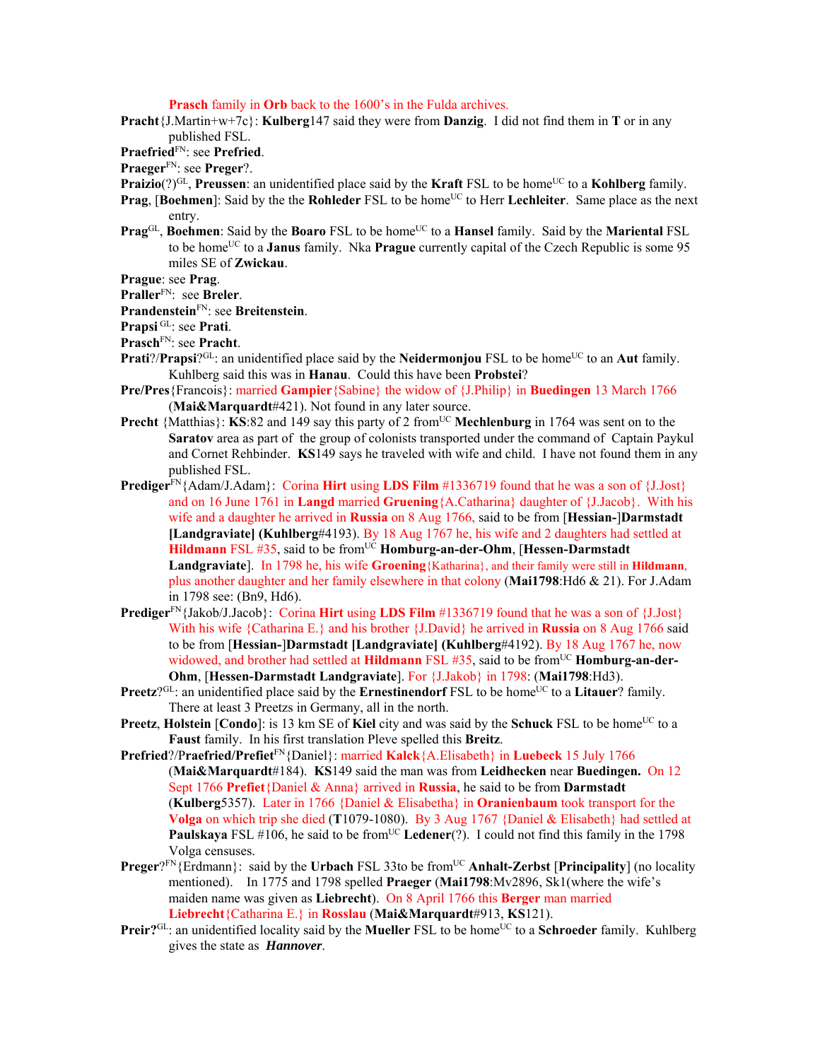**Prasch** family in **Orb** back to the 1600's in the Fulda archives.

**Pracht**{J.Martin+w+7c}: **Kulberg**147 said they were from **Danzig**. I did not find them in **T** or in any published FSL.

**Praefried**[FN]: see **Prefried**.

**Praeger**[FN]: see **Preger**?.

**Praizio**(?)[GL], **Preussen**: an unidentified place said by the **Kraft** FSL to be home[UC] to a **Kohlberg** family.

**Prag**, [**Boehmen**]: Said by the the **Rohleder** FSL to be home[UC] to Herr **Lechleiter**. Same place as the next entry.

**Prag**[GL], **Boehmen**: Said by the **Boaro** FSL to be home[UC] to a **Hansel** family. Said by the **Mariental** FSL to be home[UC] to a **Janus** family. Nka **Prague** currently capital of the Czech Republic is some 95 miles SE of **Zwickau**.

**Prague**: see **Prag**.

**Praller**[FN]: see **Breler**.

**Prandenstein**[FN]: see **Breitenstein**.

**Prapsi** [GL]: see **Prati**.

**Prasch**[FN]: see **Pracht**.

**Prati**?/**Prapsi**?[GL]: an unidentified place said by the **Neidermonjou** FSL to be home[UC] to an **Aut** family. Kuhlberg said this was in **Hanau**. Could this have been **Probstei**?

**Pre/Pres**{Francois}: married **Gampier**{Sabine} the widow of {J.Philip} in **Buedingen** 13 March 1766 (**Mai&Marquardt**#421). Not found in any later source.

**Precht** {Matthias}: **KS**:82 and 149 say this party of 2 from[UC] **Mechlenburg** in 1764 was sent on to the **Saratov** area as part of the group of colonists transported under the command of Captain Paykul and Cornet Rehbinder. **KS**149 says he traveled with wife and child. I have not found them in any published FSL.

**Prediger**[FN]{Adam/J.Adam}: Corina **Hirt** using **LDS Film** #1336719 found that he was a son of {J.Jost} and on 16 June 1761 in **Langd** married **Gruening**{A.Catharina} daughter of {J.Jacob}. With his wife and a daughter he arrived in **Russia** on 8 Aug 1766, said to be from [**Hessian-**]**Darmstadt [Landgraviate] (Kuhlberg**#4193). By 18 Aug 1767 he, his wife and 2 daughters had settled at **Hildmann** FSL #35, said to be from[UC] **Homburg-an-der-Ohm**, [**Hessen-Darmstadt Landgraviate**]. In 1798 he, his wife **Groening**{Katharina}, and their family were still in **Hildmann**, plus another daughter and her family elsewhere in that colony (**Mai1798**:Hd6 & 21). For J.Adam in 1798 see: (Bn9, Hd6).

**Prediger**[FN]{Jakob/J.Jacob}: Corina **Hirt** using **LDS Film** #1336719 found that he was a son of {J.Jost} With his wife {Catharina E.} and his brother {J.David} he arrived in **Russia** on 8 Aug 1766 said to be from [**Hessian-**]**Darmstadt [Landgraviate] (Kuhlberg**#4192). By 18 Aug 1767 he, now widowed, and brother had settled at **Hildmann** FSL #35, said to be from[UC] **Homburg-an-der-Ohm**, [**Hessen-Darmstadt Landgraviate**]. For {J.Jakob} in 1798: (**Mai1798**:Hd3).

**Preetz**?[GL]: an unidentified place said by the **Ernestinendorf** FSL to be home[UC] to a **Litauer**? family. There at least 3 Preetzs in Germany, all in the north.

**Preetz**, **Holstein** [**Condo**]: is 13 km SE of **Kiel** city and was said by the **Schuck** FSL to be home[UC] to a **Faust** family. In his first translation Pleve spelled this **Breitz**.

**Prefried**?/P**raefried/Prefiet**[FN]{Daniel}: married **Kalck**{A.Elisabeth} in **Luebeck** 15 July 1766 (**Mai&Marquardt**#184). **KS**149 said the man was from **Leidhecken** near **Buedingen.** On 12 Sept 1766 **Prefiet**{Daniel & Anna} arrived in **Russia**, he said to be from **Darmstadt** (**Kulberg**5357). Later in 1766 {Daniel & Elisabetha} in **Oranienbaum** took transport for the **Volga** on which trip she died (**T**1079-1080). By 3 Aug 1767 {Daniel & Elisabeth} had settled at **Paulskaya** FSL #106, he said to be from[UC] **Ledener**(?). I could not find this family in the 1798 Volga censuses.

**Preger**?[FN]{Erdmann}: said by the **Urbach** FSL 33to be from[UC] **Anhalt-Zerbst** [**Principality**] (no locality mentioned). In 1775 and 1798 spelled **Praeger** (**Mai1798**:Mv2896, Sk1(where the wife's maiden name was given as **Liebrecht**). On 8 April 1766 this **Berger** man married **Liebrecht**{Catharina E.} in **Rosslau** (**Mai&Marquardt**#913, **KS**121).

**Preir?**[GL]: an unidentified locality said by the **Mueller** FSL to be home[UC] to a **Schroeder** family. Kuhlberg gives the state as ***Hannover***.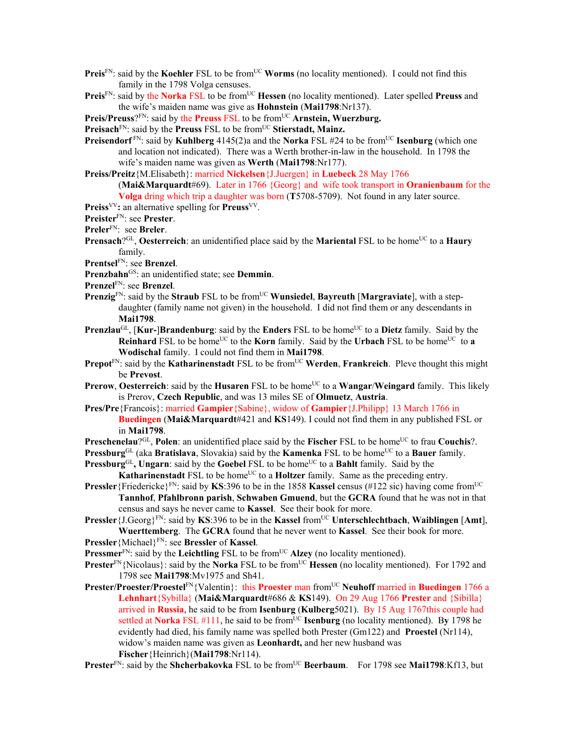**Preis**[FN]: said by the **Koehler** FSL to be from[UC] **Worms** (no locality mentioned). I could not find this family in the 1798 Volga censuses.

**Preis**[FN]: said by the **Norka** FSL to be from[UC] **Hessen** (no locality mentioned). Later spelled **Preuss** and the wife's maiden name was give as **Hohnstein** (**Mai1798**:Nr137).

**Preis/Preuss**?[FN]: said by the **Preuss** FSL to be from[UC] **Arnstein, Wuerzburg.**

**Preisach**[FN]: said by the **Preuss** FSL to be from[UC] **Stierstadt, Mainz.**

**Preisendorf**[FN]: said by **Kuhlberg** 4145(2)a and the **Norka** FSL #24 to be from[UC] **Isenburg** (which one and location not indicated). There was a Werth brother-in-law in the household. In 1798 the wife's maiden name was given as **Werth** (**Mai1798**:Nr177).

**Preiss/Preitz**{M.Elisabeth}: married **Nickelsen**{J.Juergen} in **Luebeck** 28 May 1766 (**Mai&Marquardt**#69). Later in 1766 {Georg} and wife took transport in **Oranienbaum** for the **Volga** dring which trip a daughter was born (**T**5708-5709). Not found in any later source.

**Preiss**[VV]**:** an alternative spelling for **Preuss**[VV].

**Preister**[FN]: see **Prester**.

**Preler**[FN]: see **Breler**.

**Prensach**?[GL], **Oesterreich**: an unidentified place said by the **Mariental** FSL to be home[UC] to a **Haury** family.

**Prentsel**[FN]: see **Brenzel**.

**Prenzbahn**[GS]: an unidentified state; see **Demmin**.

**Prenzel**[FN]: see **Brenzel**.

**Prenzig**[FN]: said by the **Straub** FSL to be from[UC] **Wunsiedel**, **Bayreuth** [**Margraviate**], with a step-daughter (family name not given) in the household. I did not find them or any descendants in **Mai1798**.

**Prenzlau**[GL], [**Kur-**]**Brandenburg**: said by the **Enders** FSL to be home[UC] to a **Dietz** family. Said by the **Reinhard** FSL to be home[UC] to the **Korn** family. Said by the **Urbach** FSL to be home[UC] to **a Wodischal** family. I could not find them in **Mai1798**.

**Prepot**[FN]: said by the **Katharinenstadt** FSL to be from[UC] **Werden**, **Frankreich**. Pleve thought this might be **Prevost**.

**Prerow**, **Oesterreich**: said by the **Husaren** FSL to be home[UC] to a **Wangar**/**Weingard** family. This likely is Prerov, **Czech Republic**, and was 13 miles SE of **Olmuetz**, **Austria**.

**Pres/Pre**{Francois}: married **Gampier**{Sabine}, widow of **Gampier**{J.Philipp} 13 March 1766 in **Buedingen** (**Mai&Marquardt**#421 and **KS**149). I could not find them in any published FSL or in **Mai1798**.

**Preschenelau**?[GL], **Polen**: an unidentified place said by the **Fischer** FSL to be home[UC] to frau **Couchis**?.

**Pressburg**[GL] (aka **Bratislava**, Slovakia) said by the **Kamenka** FSL to be home[UC] to a **Bauer** family.

**Pressburg**[GL]**, Ungarn**: said by the **Goebel** FSL to be home[UC] to a **Bahlt** family. Said by the **Katharinenstadt** FSL to be home[UC] to a **Holtzer** family. Same as the preceding entry.

**Pressler**{Friedericke}[FN]: said by **KS**:396 to be in the 1858 **Kassel** census (#122 sic) having come from[UC] **Tannhof**, **Pfahlbronn parish**, **Schwaben Gmuend**, but the **GCRA** found that he was not in that census and says he never came to **Kassel**. See their book for more.

**Pressler**{J.Georg}[FN]: said by **KS**:396 to be in the **Kassel** from[UC] **Unterschlechtbach**, **Waiblingen** [**Amt**], **Wuerttemberg**. The **GCRA** found that he never went to **Kassel**. See their book for more.

**Pressler**{Michael}[FN]: see **Bressler** of **Kassel**.

**Pressmer**[FN]: said by the **Leichtling** FSL to be from[UC] **Alzey** (no locality mentioned).

**Prester**[FN]{Nicolaus}: said by the **Norka** FSL to be from[UC] **Hessen** (no locality mentioned). For 1792 and 1798 see **Mai1798**:Mv1975 and Sh41.

**Prester/Proester/Proestel**[FN]{Valentin}: this **Proester** man from[UC] **Neuhoff** married in **Buedingen** 1766 a **Lehnhart**{Sybilla} (**Mai&Marquardt**#686 & **KS**149). On 29 Aug 1766 **Prester** and {Sibilla} arrived in **Russia**, he said to be from **Isenburg** (**Kulberg**5021). By 15 Aug 1767this couple had settled at **Norka** FSL #111, he said to be from[UC] **Isenburg** (no locality mentioned). By 1798 he evidently had died, his family name was spelled both Prester (Gm122) and **Proestel** (Nr114), widow's maiden name was given as **Leonhardt,** and her new husband was **Fischer**{Heinrich}(**Mai1798**:Nr114).

**Prester**[FN]: said by the **Shcherbakovka** FSL to be from[UC] **Beerbaum**. For 1798 see **Mai1798**:Kf13, but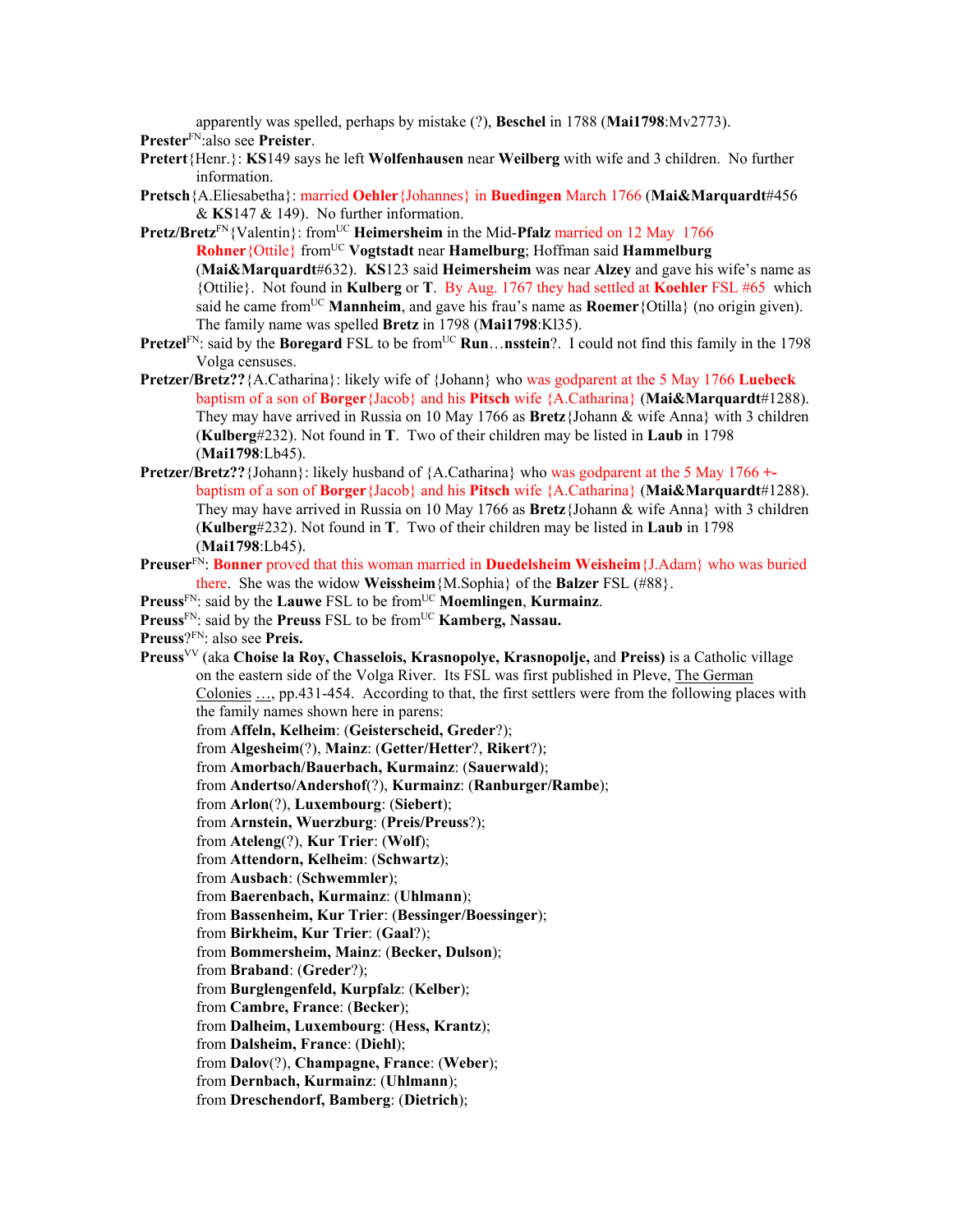apparently was spelled, perhaps by mistake (?), **Beschel** in 1788 (**Mai1798**:Mv2773).

**Prester**[FN]:also see **Preister**.

**Pretert**{Henr.}: **KS**149 says he left **Wolfenhausen** near **Weilberg** with wife and 3 children. No further information.

**Pretsch**{A.Eliesabetha}: married **Oehler**{Johannes} in **Buedingen** March 1766 (**Mai&Marquardt**#456 & **KS**147 & 149). No further information.

**Pretz/Bretz**[FN]{Valentin}: from[UC] **Heimersheim** in the Mid-**Pfalz** married on 12 May 1766 **Rohner**{Ottile} from[UC] **Vogtstadt** near **Hamelburg**; Hoffman said **Hammelburg** (**Mai&Marquardt**#632). **KS**123 said **Heimersheim** was near **Alzey** and gave his wife's name as {Ottilie}. Not found in **Kulberg** or **T**. By Aug. 1767 they had settled at **Koehler** FSL #65 which said he came from[UC] **Mannheim**, and gave his frau's name as **Roemer**{Otilla} (no origin given). The family name was spelled **Bretz** in 1798 (**Mai1798**:Kl35).

**Pretzel**[FN]: said by the **Boregard** FSL to be from[UC] **Run**…**nsstein**?. I could not find this family in the 1798 Volga censuses.

**Pretzer/Bretz??**{A.Catharina}: likely wife of {Johann} who was godparent at the 5 May 1766 **Luebeck** baptism of a son of **Borger**{Jacob} and his **Pitsch** wife {A.Catharina} (**Mai&Marquardt**#1288). They may have arrived in Russia on 10 May 1766 as **Bretz**{Johann & wife Anna} with 3 children (**Kulberg**#232). Not found in **T**. Two of their children may be listed in **Laub** in 1798 (**Mai1798**:Lb45).

**Pretzer/Bretz??**{Johann}: likely husband of {A.Catharina} who was godparent at the 5 May 1766 +-baptism of a son of **Borger**{Jacob} and his **Pitsch** wife {A.Catharina} (**Mai&Marquardt**#1288). They may have arrived in Russia on 10 May 1766 as **Bretz**{Johann & wife Anna} with 3 children (**Kulberg**#232). Not found in **T**. Two of their children may be listed in **Laub** in 1798 (**Mai1798**:Lb45).

**Preuser**[FN]: **Bonner** proved that this woman married in **Duedelsheim Weisheim**{J.Adam} who was buried there. She was the widow **Weissheim**{M.Sophia} of the **Balzer** FSL (#88}.

**Preuss**[FN]: said by the **Lauwe** FSL to be from[UC] **Moemlingen**, **Kurmainz**.

**Preuss**[FN]: said by the **Preuss** FSL to be from[UC] **Kamberg, Nassau.**

**Preuss**?[FN]: also see **Preis.**

**Preuss**[VV] (aka **Choise la Roy, Chasselois, Krasnopolye, Krasnopolje,** and **Preiss)** is a Catholic village on the eastern side of the Volga River. Its FSL was first published in Pleve, The German Colonies …, pp.431-454. According to that, the first settlers were from the following places with the family names shown here in parens:

from **Affeln, Kelheim**: (**Geisterscheid, Greder**?);
from **Algesheim**(?), **Mainz**: (**Getter/Hetter**?, **Rikert**?);
from **Amorbach/Bauerbach, Kurmainz**: (**Sauerwald**);
from **Andertso/Andershof**(?), **Kurmainz**: (**Ranburger/Rambe**);
from **Arlon**(?), **Luxembourg**: (**Siebert**);
from **Arnstein, Wuerzburg**: (**Preis/Preuss**?);
from **Ateleng**(?), **Kur Trier**: (**Wolf**);
from **Attendorn, Kelheim**: (**Schwartz**);
from **Ausbach**: (**Schwemmler**);
from **Baerenbach, Kurmainz**: (**Uhlmann**);
from **Bassenheim, Kur Trier**: (**Bessinger/Boessinger**);
from **Birkheim, Kur Trier**: (**Gaal**?);
from **Bommersheim, Mainz**: (**Becker, Dulson**);
from **Braband**: (**Greder**?);
from **Burglengenfeld, Kurpfalz**: (**Kelber**);
from **Cambre, France**: (**Becker**);
from **Dalheim, Luxembourg**: (**Hess, Krantz**);
from **Dalsheim, France**: (**Diehl**);
from **Dalov**(?), **Champagne, France**: (**Weber**);
from **Dernbach, Kurmainz**: (**Uhlmann**);
from **Dreschendorf, Bamberg**: (**Dietrich**);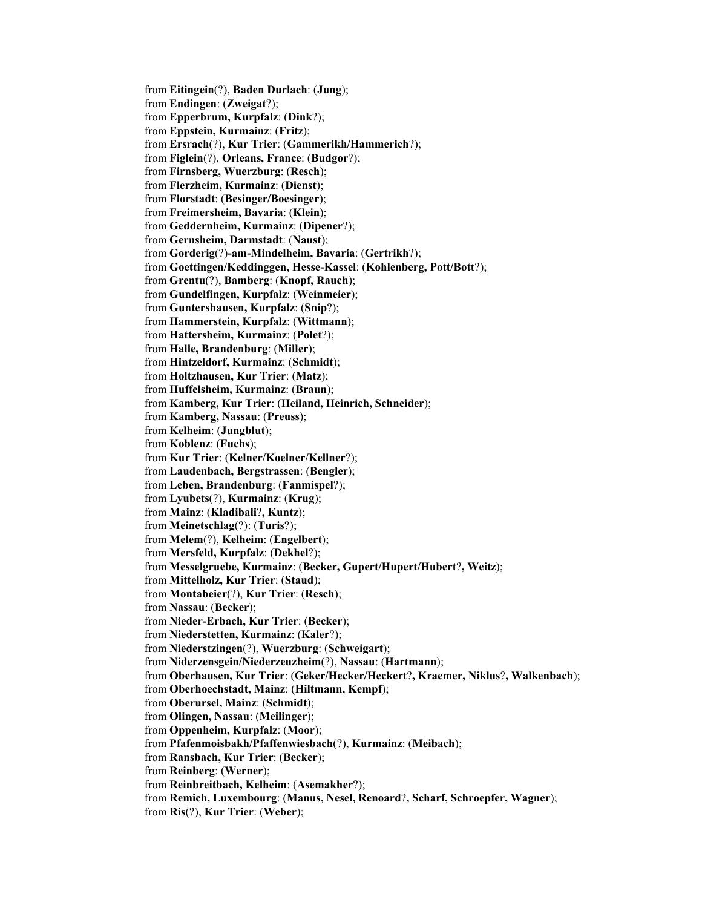from **Eitingein**(?), **Baden Durlach**: (**Jung**);
from **Endingen**: (**Zweigat**?);
from **Epperbrum, Kurpfalz**: (**Dink**?);
from **Eppstein, Kurmainz**: (**Fritz**);
from **Ersrach**(?), **Kur Trier**: (**Gammerikh/Hammerich**?);
from **Figlein**(?), **Orleans, France**: (**Budgor**?);
from **Firnsberg, Wuerzburg**: (**Resch**);
from **Flerzheim, Kurmainz**: (**Dienst**);
from **Florstadt**: (**Besinger/Boesinger**);
from **Freimersheim, Bavaria**: (**Klein**);
from **Geddernheim, Kurmainz**: (**Dipener**?);
from **Gernsheim, Darmstadt**: (**Naust**);
from **Gorderig**(?)**-am-Mindelheim, Bavaria**: (**Gertrikh**?);
from **Goettingen/Keddinggen, Hesse-Kassel**: (**Kohlenberg, Pott/Bott**?);
from **Grentu**(?), **Bamberg**: (**Knopf, Rauch**);
from **Gundelfingen, Kurpfalz**: (**Weinmeier**);
from **Guntershausen, Kurpfalz**: (**Snip**?);
from **Hammerstein, Kurpfalz**: (**Wittmann**);
from **Hattersheim, Kurmainz**: (**Polet**?);
from **Halle, Brandenburg**: (**Miller**);
from **Hintzeldorf, Kurmainz**: (**Schmidt**);
from **Holtzhausen, Kur Trier**: (**Matz**);
from **Huffelsheim, Kurmainz**: (**Braun**);
from **Kamberg, Kur Trier**: (**Heiland, Heinrich, Schneider**);
from **Kamberg, Nassau**: (**Preuss**);
from **Kelheim**: (**Jungblut**);
from **Koblenz**: (**Fuchs**);
from **Kur Trier**: (**Kelner/Koelner/Kellner**?);
from **Laudenbach, Bergstrassen**: (**Bengler**);
from **Leben, Brandenburg**: (**Fanmispel**?);
from **Lyubets**(?), **Kurmainz**: (**Krug**);
from **Mainz**: (**Kladibali**?**, Kuntz**);
from **Meinetschlag**(?): (**Turis**?);
from **Melem**(?), **Kelheim**: (**Engelbert**);
from **Mersfeld, Kurpfalz**: (**Dekhel**?);
from **Messelgruebe, Kurmainz**: (**Becker, Gupert/Hupert/Hubert**?**, Weitz**);
from **Mittelholz, Kur Trier**: (**Staud**);
from **Montabeier**(?), **Kur Trier**: (**Resch**);
from **Nassau**: (**Becker**);
from **Nieder-Erbach, Kur Trier**: (**Becker**);
from **Niederstetten, Kurmainz**: (**Kaler**?);
from **Niederstzingen**(?), **Wuerzburg**: (**Schweigart**);
from **Niderzensgein/Niederzeuzheim**(?), **Nassau**: (**Hartmann**);
from **Oberhausen, Kur Trier**: (**Geker/Hecker/Heckert**?**, Kraemer, Niklus**?**, Walkenbach**);
from **Oberhoechstadt, Mainz**: (**Hiltmann, Kempf**);
from **Oberursel, Mainz**: (**Schmidt**);
from **Olingen, Nassau**: (**Meilinger**);
from **Oppenheim, Kurpfalz**: (**Moor**);
from **Pfafenmoisbakh/Pfaffenwiesbach**(?), **Kurmainz**: (**Meibach**);
from **Ransbach, Kur Trier**: (**Becker**);
from **Reinberg**: (**Werner**);
from **Reinbreitbach, Kelheim**: (**Asemakher**?);
from **Remich, Luxembourg**: (**Manus, Nesel, Renoard**?**, Scharf, Schroepfer, Wagner**);
from **Ris**(?), **Kur Trier**: (**Weber**);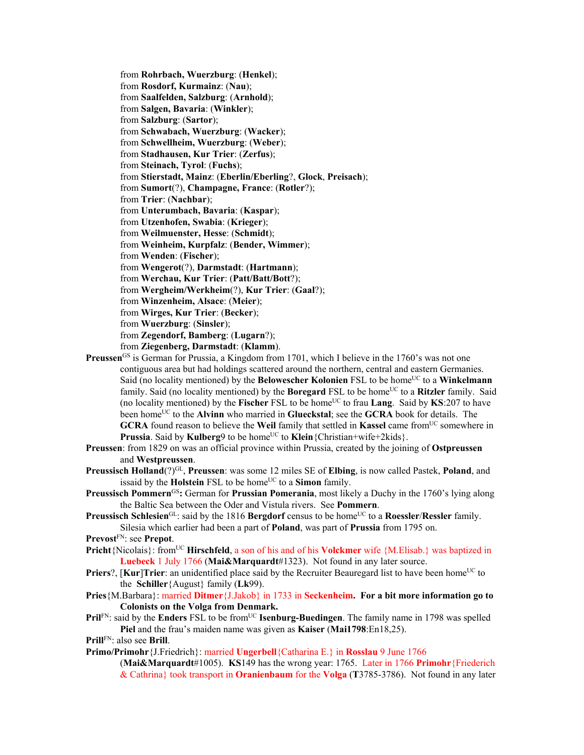from **Rohrbach, Wuerzburg**: (**Henkel**);
from **Rosdorf, Kurmainz**: (**Nau**);
from **Saalfelden, Salzburg**: (**Arnhold**);
from **Salgen, Bavaria**: (**Winkler**);
from **Salzburg**: (**Sartor**);
from **Schwabach, Wuerzburg**: (**Wacker**);
from **Schwellheim, Wuerzburg**: (**Weber**);
from **Stadhausen, Kur Trier**: (**Zerfus**);
from **Steinach, Tyrol**: (**Fuchs**);
from **Stierstadt, Mainz**: (**Eberlin/Eberling**?, **Glock**, **Preisach**);
from **Sumort**(?), **Champagne, France**: (**Rotler**?);
from **Trier**: (**Nachbar**);
from **Unterumbach, Bavaria**: (**Kaspar**);
from **Utzenhofen, Swabia**: (**Krieger**);
from **Weilmuenster, Hesse**: (**Schmidt**);
from **Weinheim, Kurpfalz**: (**Bender, Wimmer**);
from **Wenden**: (**Fischer**);
from **Wengerot**(?), **Darmstadt**: (**Hartmann**);
from **Werchau, Kur Trier**: (**Patt/Batt/Bott**?);
from **Wergheim/Werkheim**(?), **Kur Trier**: (**Gaal**?);
from **Winzenheim, Alsace**: (**Meier**);
from **Wirges, Kur Trier**: (**Becker**);
from **Wuerzburg**: (**Sinsler**);
from **Zegendorf, Bamberg**: (**Lugarn**?);
from **Ziegenberg, Darmstadt**: (**Klamm**).

**Preussen**[GS] is German for Prussia, a Kingdom from 1701, which I believe in the 1760's was not one contiguous area but had holdings scattered around the northern, central and eastern Germanies. Said (no locality mentioned) by the **Belowescher Kolonien** FSL to be home[UC] to a **Winkelmann** family. Said (no locality mentioned) by the **Boregard** FSL to be home[UC] to a **Ritzler** family. Said (no locality mentioned) by the **Fischer** FSL to be home[UC] to frau **Lang**. Said by **KS**:207 to have been home[UC] to the **Alvinn** who married in **Glueckstal**; see the **GCRA** book for details. The **GCRA** found reason to believe the **Weil** family that settled in **Kassel** came from[UC] somewhere in **Prussia**. Said by **Kulberg**9 to be home[UC] to **Klein**{Christian+wife+2kids}.

**Preussen**: from 1829 on was an official province within Prussia, created by the joining of **Ostpreussen** and **Westpreussen**.

**Preussisch Holland**(?)[GL], **Preussen**: was some 12 miles SE of **Elbing**, is now called Pastek, **Poland**, and issaid by the **Holstein** FSL to be home[UC] to a **Simon** family.

**Preussisch Pommern**[GS]**:** German for **Prussian Pomerania**, most likely a Duchy in the 1760's lying along the Baltic Sea between the Oder and Vistula rivers. See **Pommern**.

**Preussisch Schlesien**[GL]: said by the 1816 **Bergdorf** census to be home[UC] to a **Roessler**/**Ressler** family. Silesia which earlier had been a part of **Poland**, was part of **Prussia** from 1795 on.

**Prevost**[FN]: see **Prepot**.

**Pricht**{Nicolais}: from[UC] **Hirschfeld**, a son of his and of his **Volckmer** wife {M.Elisab.} was baptized in **Luebeck** 1 July 1766 (**Mai&Marquardt**#1323). Not found in any later source.

**Priers**?, [**Kur**]**Trier**: an unidentified place said by the Recruiter Beauregard list to have been home[UC] to the **Schiller**{August} family (**Lk**99).

**Pries**{M.Barbara}: married **Ditmer**{J.Jakob} in 1733 in **Seckenheim**. **For a bit more information go to Colonists on the Volga from Denmark.**

**Pril**[FN]: said by the **Enders** FSL to be from[UC] **Isenburg-Buedingen**. The family name in 1798 was spelled **Piel** and the frau's maiden name was given as **Kaiser** (**Mai1798**:En18,25).

**Prill**[FN]: also see **Brill**.

**Primo/Primohr**{J.Friedrich}: married **Ungerbell**{Catharina E.} in **Rosslau** 9 June 1766 (**Mai&Marquardt**#1005). **KS**149 has the wrong year: 1765. Later in 1766 **Primohr**{Friederich & Cathrina} took transport in **Oranienbaum** for the **Volga** (**T**3785-3786). Not found in any later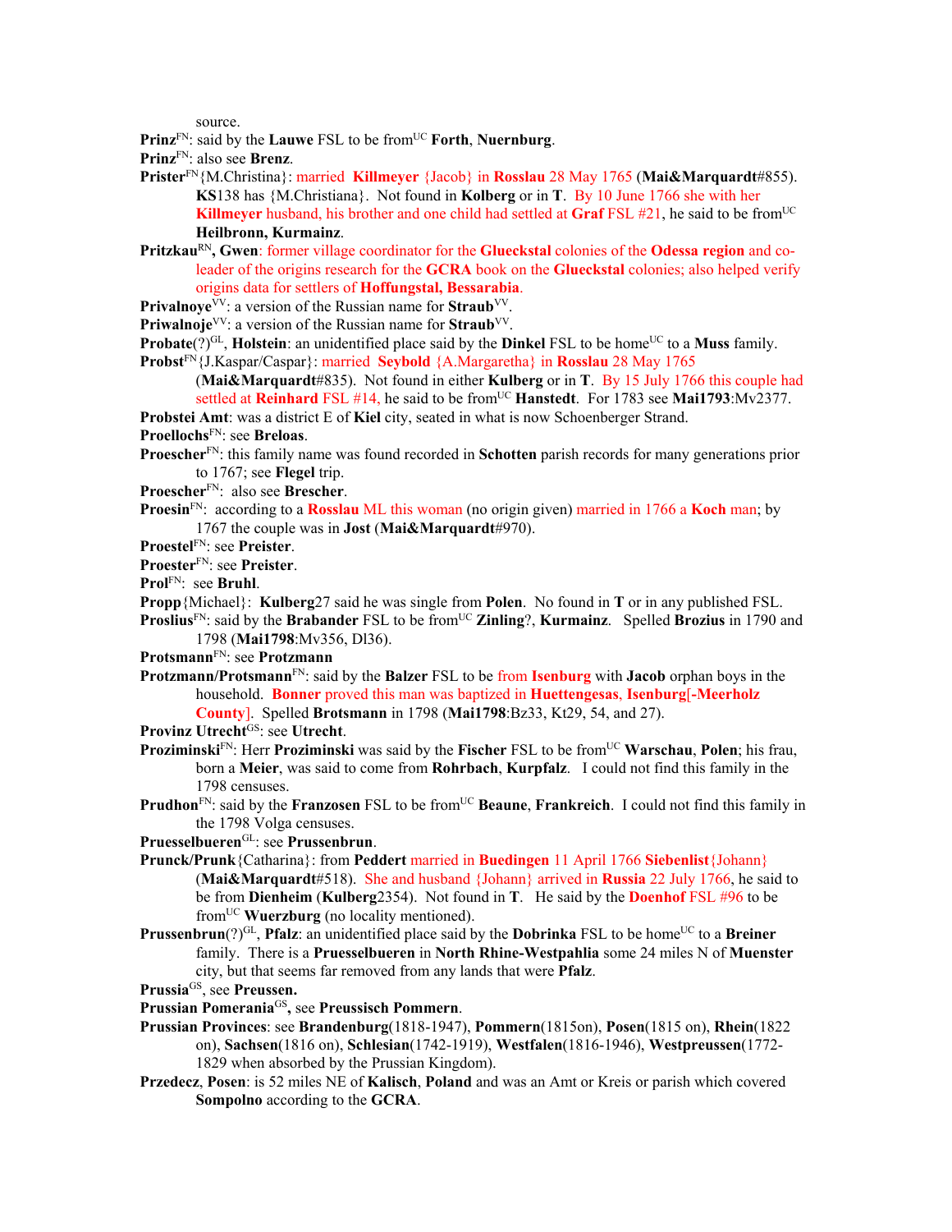source.

**Prinz**[FN]: said by the **Lauwe** FSL to be from[UC] **Forth**, **Nuernburg**.

**Prinz**[FN]: also see **Brenz**.

**Prister**[FN]{M.Christina}: married **Killmeyer** {Jacob} in **Rosslau** 28 May 1765 (**Mai&Marquardt**#855). **KS**138 has {M.Christiana}. Not found in **Kolberg** or in **T**. By 10 June 1766 she with her **Killmeyer** husband, his brother and one child had settled at **Graf** FSL #21, he said to be from[UC] **Heilbronn, Kurmainz**.

**Pritzkau**[RN]**, Gwen**: former village coordinator for the **Glueckstal** colonies of the **Odessa region** and co-leader of the origins research for the **GCRA** book on the **Glueckstal** colonies; also helped verify origins data for settlers of **Hoffungstal, Bessarabia**.

**Privalnoye**[VV]: a version of the Russian name for **Straub**[VV].

**Priwalnoje**[VV]: a version of the Russian name for **Straub**[VV].

**Probate**(?)[GL], **Holstein**: an unidentified place said by the **Dinkel** FSL to be home[UC] to a **Muss** family.

**Probst**[FN]{J.Kaspar/Caspar}: married **Seybold** {A.Margaretha} in **Rosslau** 28 May 1765 (**Mai&Marquardt**#835). Not found in either **Kulberg** or in **T**. By 15 July 1766 this couple had settled at **Reinhard** FSL #14, he said to be from[UC] **Hanstedt**. For 1783 see **Mai1793**:Mv2377.

**Probstei Amt**: was a district E of **Kiel** city, seated in what is now Schoenberger Strand.

**Proellochs**[FN]: see **Breloas**.

**Proescher**[FN]: this family name was found recorded in **Schotten** parish records for many generations prior to 1767; see **Flegel** trip.

**Proescher**[FN]: also see **Brescher**.

**Proesin**[FN]: according to a **Rosslau** ML this woman (no origin given) married in 1766 a **Koch** man; by 1767 the couple was in **Jost** (**Mai&Marquardt**#970).

**Proestel**[FN]: see **Preister**.

**Proester**[FN]: see **Preister**.

**Prol**[FN]: see **Bruhl**.

**Propp**{Michael}: **Kulberg**27 said he was single from **Polen**. No found in **T** or in any published FSL.

**Proslius**[FN]: said by the **Brabander** FSL to be from[UC] **Zinling**?, **Kurmainz**. Spelled **Brozius** in 1790 and 1798 (**Mai1798**:Mv356, Dl36).

**Protsmann**[FN]: see **Protzmann**

**Protzmann/Protsmann**[FN]: said by the **Balzer** FSL to be from **Isenburg** with **Jacob** orphan boys in the household. **Bonner** proved this man was baptized in **Huettengesas**, **Isenburg[-Meerholz County]**. Spelled **Brotsmann** in 1798 (**Mai1798**:Bz33, Kt29, 54, and 27).

**Provinz Utrecht**[GS]: see **Utrecht**.

**Proziminski**[FN]: Herr **Proziminski** was said by the **Fischer** FSL to be from[UC] **Warschau**, **Polen**; his frau, born a **Meier**, was said to come from **Rohrbach**, **Kurpfalz**. I could not find this family in the 1798 censuses.

**Prudhon**[FN]: said by the **Franzosen** FSL to be from[UC] **Beaune**, **Frankreich**. I could not find this family in the 1798 Volga censuses.

**Pruesselbueren**[GL]: see **Prussenbrun**.

**Prunck/Prunk**{Catharina}: from **Peddert** married in **Buedingen** 11 April 1766 **Siebenlist**{Johann} (**Mai&Marquardt**#518). She and husband {Johann} arrived in **Russia** 22 July 1766, he said to be from **Dienheim** (**Kulberg**2354). Not found in **T**. He said by the **Doenhof** FSL #96 to be from[UC] **Wuerzburg** (no locality mentioned).

**Prussenbrun**(?)[GL], **Pfalz**: an unidentified place said by the **Dobrinka** FSL to be home[UC] to a **Breiner** family. There is a **Pruesselbueren** in **North Rhine-Westpahlia** some 24 miles N of **Muenster** city, but that seems far removed from any lands that were **Pfalz**.

**Prussia**[GS], see **Preussen.**

**Prussian Pomerania**[GS]**,** see **Preussisch Pommern**.

**Prussian Provinces**: see **Brandenburg**(1818-1947), **Pommern**(1815on), **Posen**(1815 on), **Rhein**(1822 on), **Sachsen**(1816 on), **Schlesian**(1742-1919), **Westfalen**(1816-1946), **Westpreussen**(1772-1829 when absorbed by the Prussian Kingdom).

**Przedecz**, **Posen**: is 52 miles NE of **Kalisch**, **Poland** and was an Amt or Kreis or parish which covered **Sompolno** according to the **GCRA**.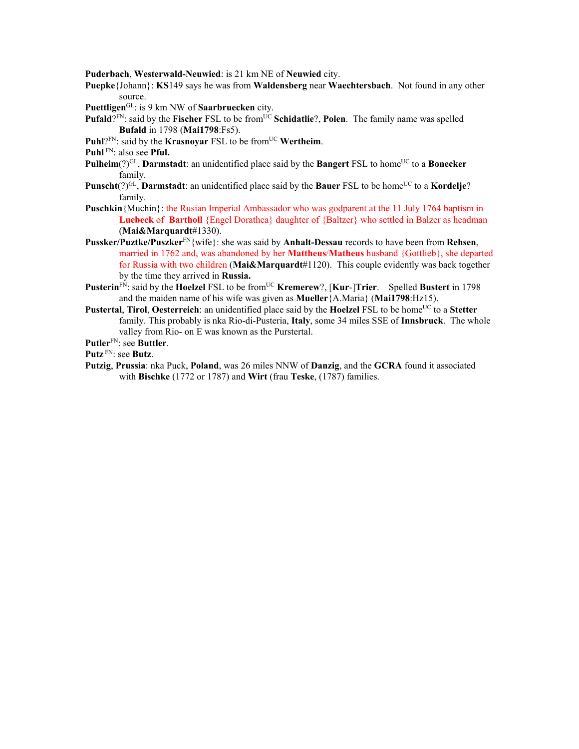**Puderbach**, **Westerwald-Neuwied**: is 21 km NE of **Neuwied** city.

**Puepke**{Johann}: **KS**149 says he was from **Waldensberg** near **Waechtersbach**. Not found in any other source.

**Puettligen**[GL]: is 9 km NW of **Saarbruecken** city.

**Pufald**?[FN]: said by the **Fischer** FSL to be from[UC] **Schidatlie**?, **Polen**. The family name was spelled **Bufald** in 1798 (**Mai1798**:Fs5).

**Puhl**?[FN]: said by the **Krasnoyar** FSL to be from[UC] **Wertheim**.

**Puhl** [FN]: also see **Pful.**

**Pulheim**(?)[GL], **Darmstadt**: an unidentified place said by the **Bangert** FSL to home[UC] to a **Bonecker** family.

**Punscht**(?)[GL], **Darmstadt**: an unidentified place said by the **Bauer** FSL to be home[UC] to a **Kordelje**? family.

**Puschkin**{Muchin}: the Rusian Imperial Ambassador who was godparent at the 11 July 1764 baptism in **Luebeck** of **Bartholl** {Engel Dorathea} daughter of {Baltzer} who settled in Balzer as headman (**Mai&Marquardt**#1330).

**Pussker/Puztke/Puszker**[FN]{wife}: she was said by **Anhalt-Dessau** records to have been from **Rehsen**, married in 1762 and, was abandoned by her **Mattheus**/**Matheus** husband {Gottlieb}, she departed for Russia with two children (**Mai&Marquardt**#1120). This couple evidently was back together by the time they arrived in **Russia.**

**Pusterin**[FN]: said by the **Hoelzel** FSL to be from[UC] **Kremerew**?, [**Kur**-]**Trier**. Spelled **Bustert** in 1798 and the maiden name of his wife was given as **Mueller**{A.Maria} (**Mai1798**:Hz15).

**Pustertal**, **Tirol**, **Oesterreich**: an unidentified place said by the **Hoelzel** FSL to be home[UC] to a **Stetter** family. This probably is nka Rio-di-Pusteria, **Italy**, some 34 miles SSE of **Innsbruck**. The whole valley from Rio- on E was known as the Purstertal.

**Putler**[FN]: see **Buttler**.

**Putz** [FN]: see **Butz**.

**Putzig**, **Prussia**: nka Puck, **Poland**, was 26 miles NNW of **Danzig**, and the **GCRA** found it associated with **Bischke** (1772 or 1787) and **Wirt** (frau **Teske**, (1787) families.